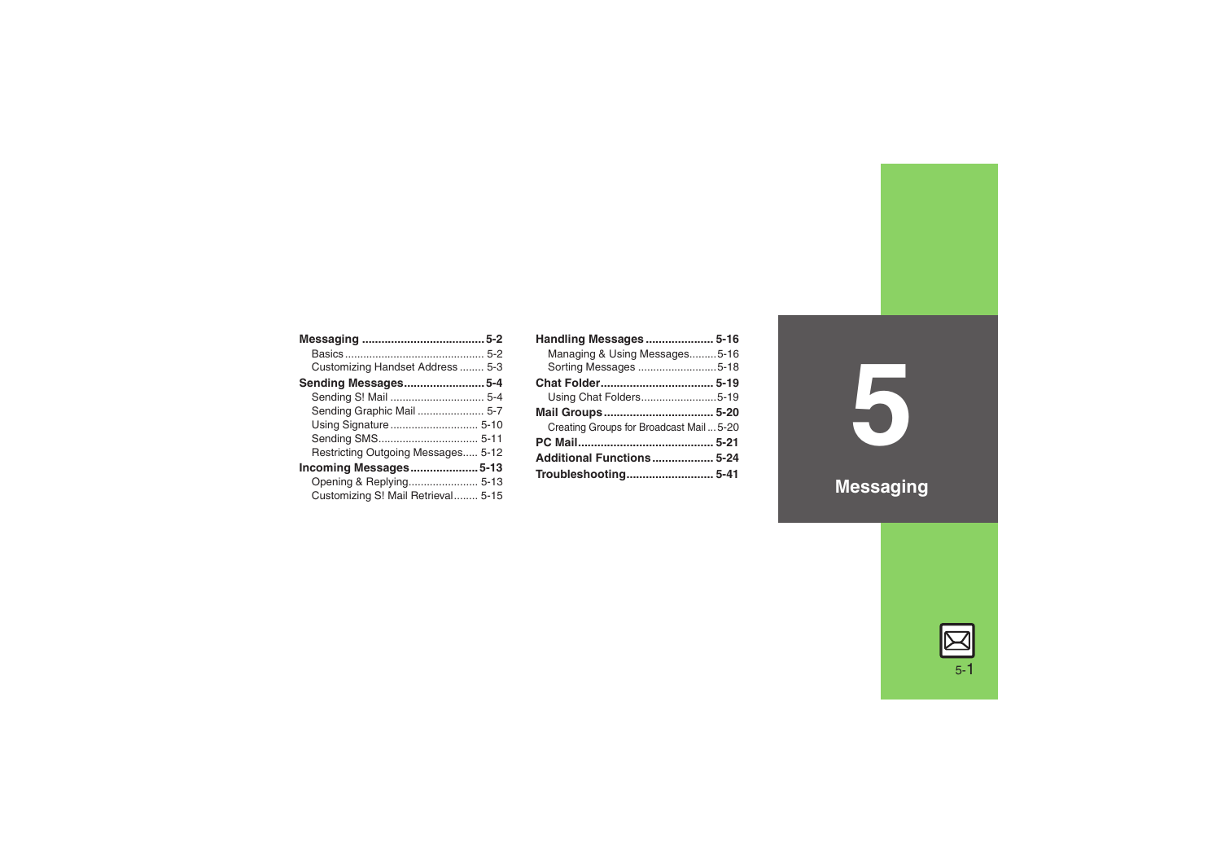# 5 Messaging

**Messaging** ..................................... 5-2
- Basics ............................................. 5-2
- Customizing Handset Address ........ 5-3

**Sending Messages** ......................... 5-4
- Sending S! Mail .............................. 5-4
- Sending Graphic Mail ...................... 5-7
- Using Signature ............................. 5-10
- Sending SMS................................. 5-11
- Restricting Outgoing Messages..... 5-12

**Incoming Messages** ..................... 5-13
- Opening & Replying....................... 5-13
- Customizing S! Mail Retrieval........ 5-15

**Handling Messages** ..................... 5-16
- Managing & Using Messages......... 5-16
- Sorting Messages .......................... 5-18

**Chat Folder** .................................. 5-19
- Using Chat Folders......................... 5-19

**Mail Groups** .................................. 5-20
- Creating Groups for Broadcast Mail ... 5-20

**PC Mail** .......................................... 5-21

**Additional Functions** ................... 5-24

**Troubleshooting** ........................... 5-41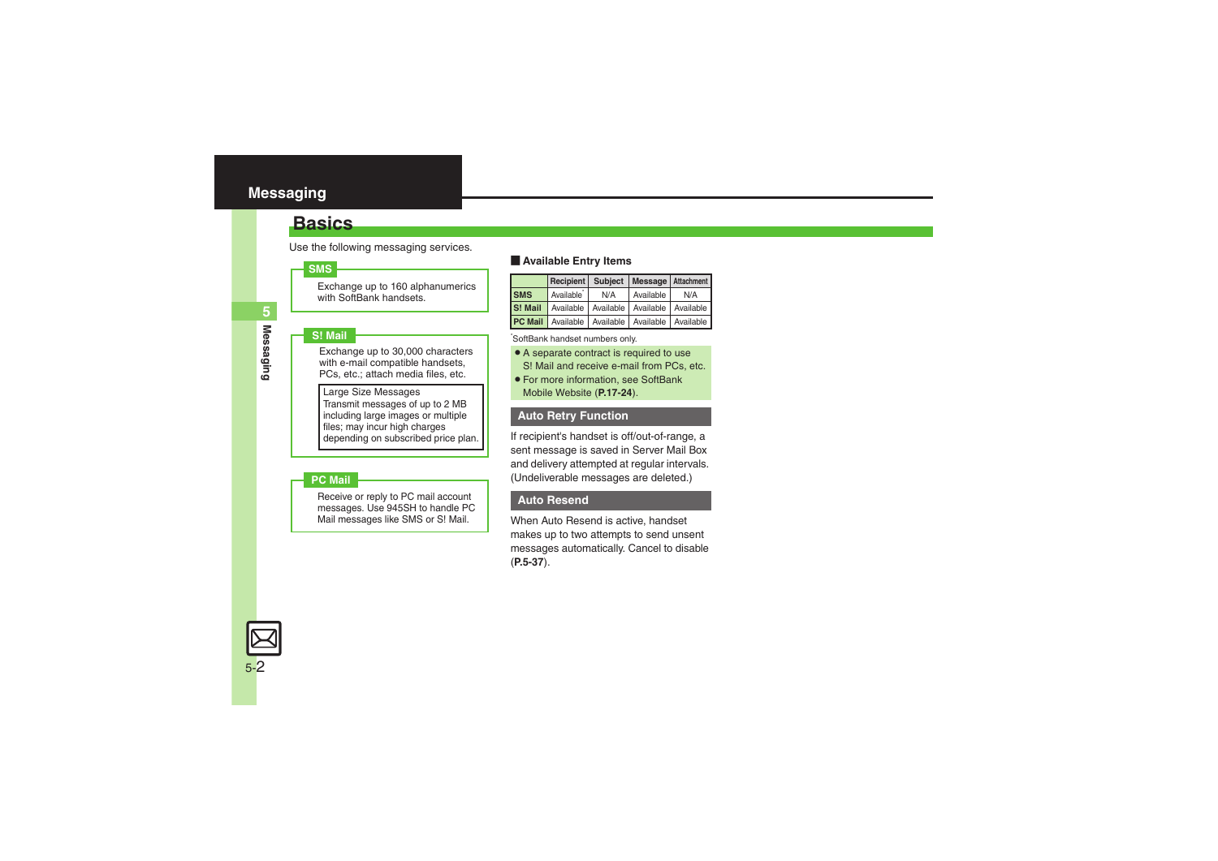# Messaging

## Basics

Use the following messaging services.

**SMS**

Exchange up to 160 alphanumerics with SoftBank handsets.

**S! Mail**

Exchange up to 30,000 characters with e-mail compatible handsets, PCs, etc.; attach media files, etc.

Large Size Messages
Transmit messages of up to 2 MB including large images or multiple files; may incur high charges depending on subscribed price plan.

**PC Mail**

Receive or reply to PC mail account messages. Use 945SH to handle PC Mail messages like SMS or S! Mail.

### Available Entry Items

| | Recipient | Subject | Message | Attachment |
|---|---|---|---|---|
| SMS | Available* | N/A | Available | N/A |
| S! Mail | Available | Available | Available | Available |
| PC Mail | Available | Available | Available | Available |

*SoftBank handset numbers only.

- A separate contract is required to use S! Mail and receive e-mail from PCs, etc.
- For more information, see SoftBank Mobile Website (**P.17-24**).

### Auto Retry Function

If recipient's handset is off/out-of-range, a sent message is saved in Server Mail Box and delivery attempted at regular intervals. (Undeliverable messages are deleted.)

### Auto Resend

When Auto Resend is active, handset makes up to two attempts to send unsent messages automatically. Cancel to disable (**P.5-37**).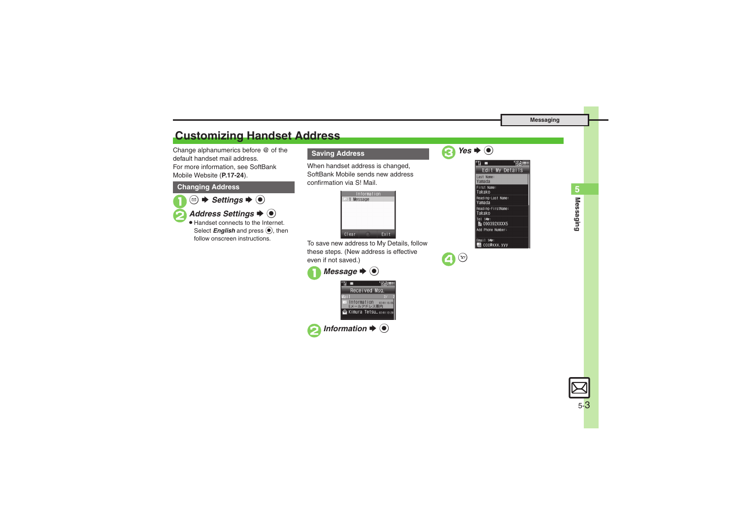# Customizing Handset Address

Change alphanumerics before @ of the default handset mail address.
For more information, see SoftBank Mobile Website (**P.17-24**).

## Changing Address

1. ✉ ➡ ***Settings*** ➡ ●
2. ***Address Settings*** ➡ ●
   - Handset connects to the Internet. Select ***English*** and press ●, then follow onscreen instructions.

## Saving Address

When handset address is changed, SoftBank Mobile sends new address confirmation via S! Mail.

To save new address to My Details, follow these steps. (New address is effective even if not saved.)

1. ***Message*** ➡ ●
2. ***Information*** ➡ ●
3. ***Yes*** ➡ ●
4. ⓨ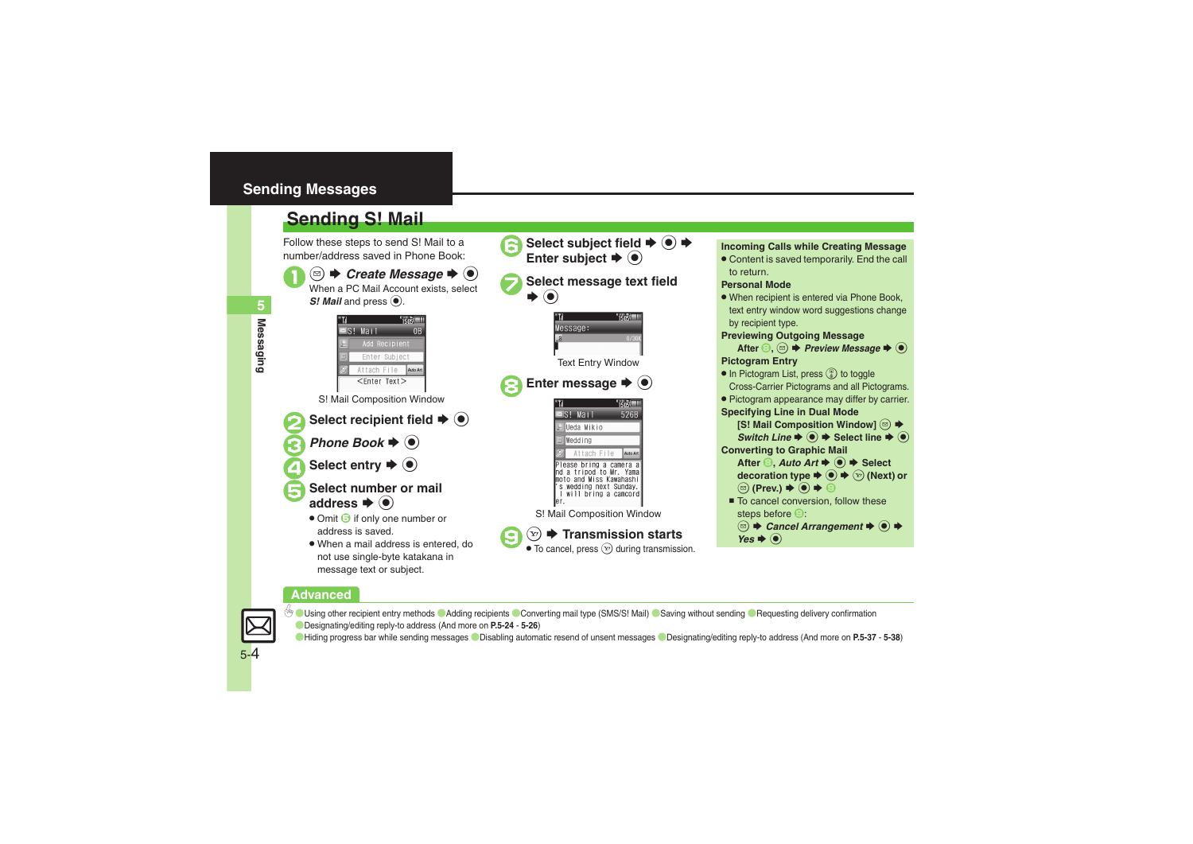## Sending Messages

### Sending S! Mail

Follow these steps to send S! Mail to a number/address saved in Phone Book:

1. ✉ ➡ *Create Message* ➡ ●
   When a PC Mail Account exists, select *S! Mail* and press ●.

   S! Mail Composition Window

2. Select recipient field ➡ ●
3. *Phone Book* ➡ ●
4. Select entry ➡ ●
5. Select number or mail address ➡ ●
   - Omit 5 if only one number or address is saved.
   - When a mail address is entered, do not use single-byte katakana in message text or subject.
6. Select subject field ➡ ● ➡ Enter subject ➡ ●
7. Select message text field ➡ ●

   Text Entry Window

8. Enter message ➡ ●

   S! Mail Composition Window

9. ✉ ➡ Transmission starts
   - To cancel, press ✉ during transmission.

**Incoming Calls while Creating Message**
- Content is saved temporarily. End the call to return.

**Personal Mode**
- When recipient is entered via Phone Book, text entry window word suggestions change by recipient type.

**Previewing Outgoing Message**
After 8, ✉ ➡ *Preview Message* ➡ ●

**Pictogram Entry**
- In Pictogram List, press ⓘ to toggle Cross-Carrier Pictograms and all Pictograms.
- Pictogram appearance may differ by carrier.

**Specifying Line in Dual Mode**
[S! Mail Composition Window] ✉ ➡ *Switch Line* ➡ ● ➡ Select line ➡ ●

**Converting to Graphic Mail**
After 8, *Auto Art* ➡ ● ➡ Select decoration type ➡ ● ➡ ✉ (Next) or ✉ (Prev.) ➡ ● ➡ 9
- To cancel conversion, follow these steps before 9:
  ✉ ➡ *Cancel Arrangement* ➡ ● ➡ *Yes* ➡ ●

**Advanced**

Using other recipient entry methods / Adding recipients / Converting mail type (SMS/S! Mail) / Saving without sending / Requesting delivery confirmation / Designating/editing reply-to address (And more on **P.5-24** - **5-26**)
Hiding progress bar while sending messages / Disabling automatic resend of unsent messages / Designating/editing reply-to address (And more on **P.5-37** - **5-38**)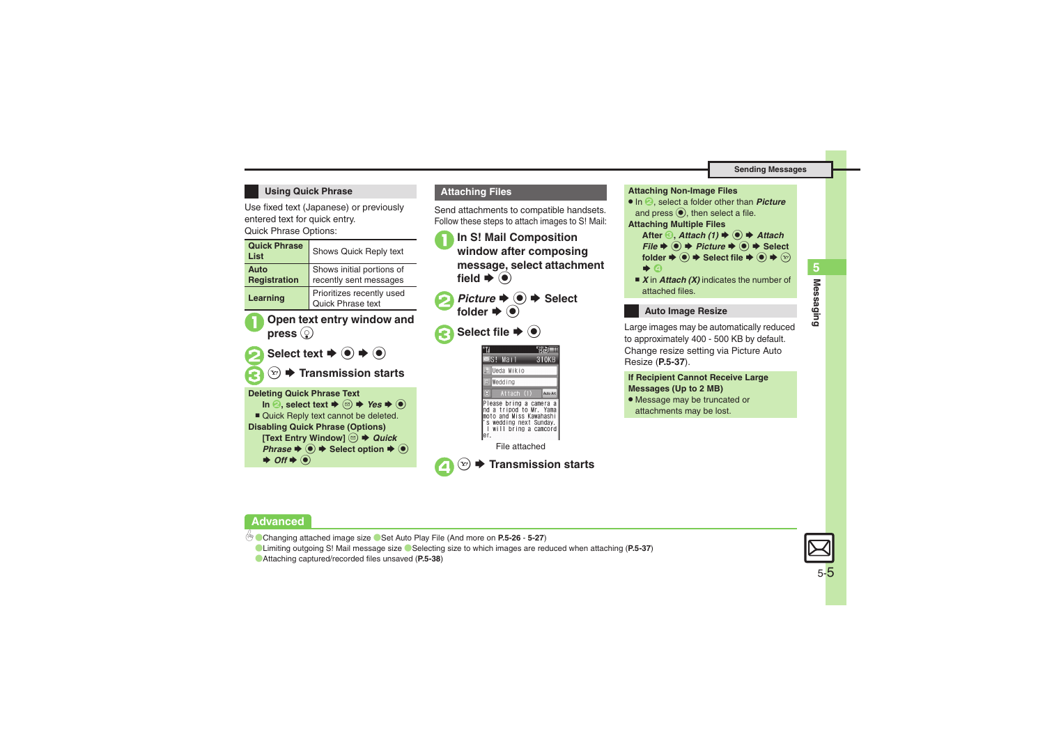## Using Quick Phrase

Use fixed text (Japanese) or previously entered text for quick entry.
Quick Phrase Options:

| Quick Phrase List | Shows Quick Reply text |
|---|---|
| Auto Registration | Shows initial portions of recently sent messages |
| Learning | Prioritizes recently used Quick Phrase text |

1. **Open text entry window and press**
2. **Select text ➡ ● ➡ ●**
3. **➡ Transmission starts**

**Deleting Quick Phrase Text**
In 2, select text ➡ ➡ Yes ➡ ●
- Quick Reply text cannot be deleted.

**Disabling Quick Phrase (Options)**
[Text Entry Window] ➡ *Quick Phrase* ➡ ● ➡ Select option ➡ ● ➡ *Off* ➡ ●

## Attaching Files

Send attachments to compatible handsets.
Follow these steps to attach images to S! Mail:

1. **In S! Mail Composition window after composing message, select attachment field ➡ ●**
2. ***Picture* ➡ ● ➡ Select folder ➡ ●**
3. **Select file ➡ ●**

File attached

4. **➡ Transmission starts**

**Attaching Non-Image Files**
- In 2, select a folder other than *Picture* and press ●, then select a file.

**Attaching Multiple Files**
After 3, *Attach (1)* ➡ ● ➡ *Attach File* ➡ ● ➡ *Picture* ➡ ● ➡ Select folder ➡ ● ➡ Select file ➡ ● ➡ ➡ 4
- *X* in *Attach (X)* indicates the number of attached files.

## Auto Image Resize

Large images may be automatically reduced to approximately 400 - 500 KB by default. Change resize setting via Picture Auto Resize (**P.5-37**).

**If Recipient Cannot Receive Large Messages (Up to 2 MB)**
- Message may be truncated or attachments may be lost.

**Advanced**

- Changing attached image size
- Set Auto Play File (And more on **P.5-26** - **5-27**)
- Limiting outgoing S! Mail message size
- Selecting size to which images are reduced when attaching (**P.5-37**)
- Attaching captured/recorded files unsaved (**P.5-38**)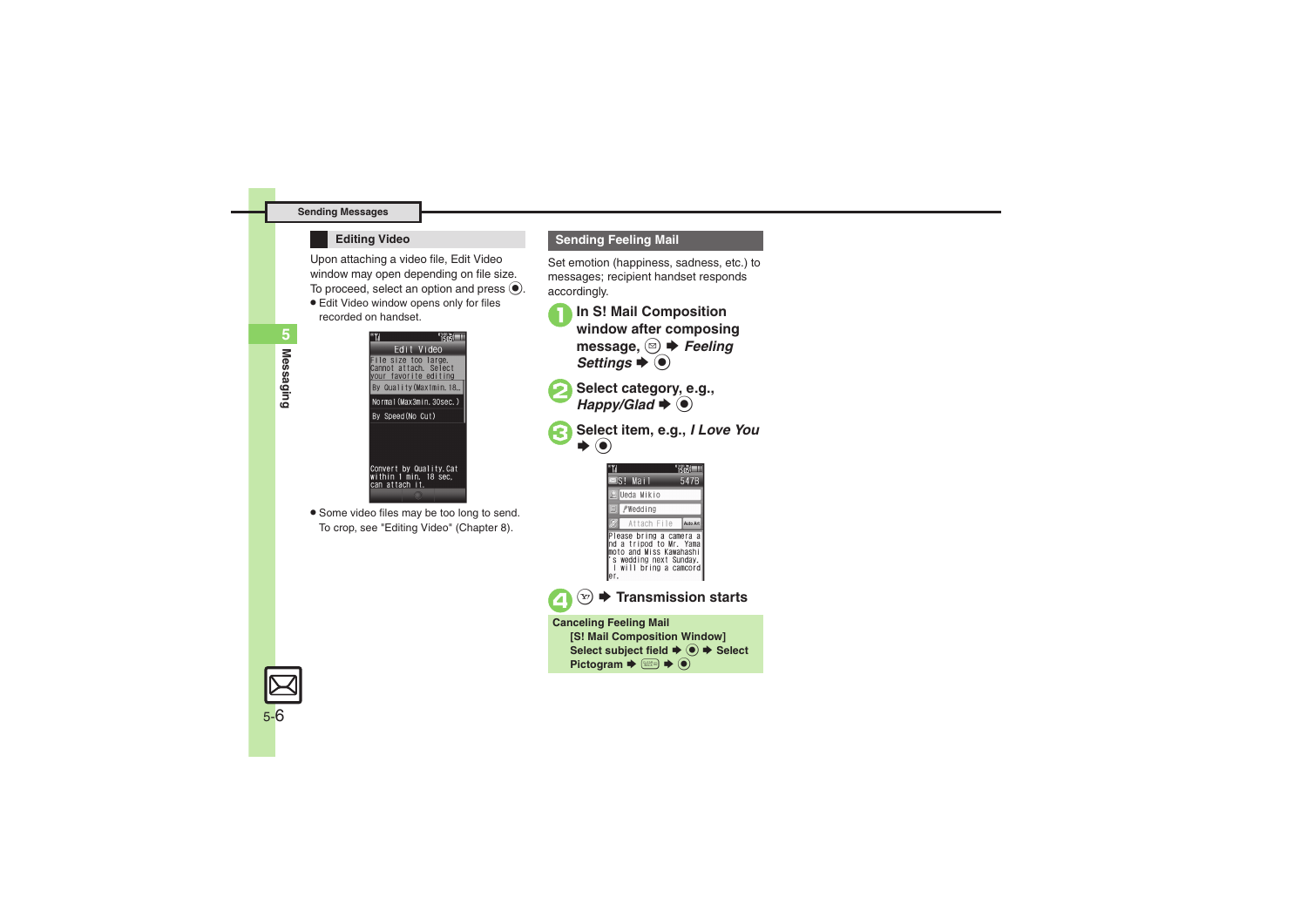## Editing Video

Upon attaching a video file, Edit Video window may open depending on file size. To proceed, select an option and press ●.

- Edit Video window opens only for files recorded on handset.

- Some video files may be too long to send. To crop, see "Editing Video" (Chapter 8).

## Sending Feeling Mail

Set emotion (happiness, sadness, etc.) to messages; recipient handset responds accordingly.

1. **In S! Mail Composition window after composing message, ✉ ➡ *Feeling Settings* ➡ ●**
2. **Select category, e.g., *Happy/Glad* ➡ ●**
3. **Select item, e.g., *I Love You* ➡ ●**
4. **Y! ➡ Transmission starts**

**Canceling Feeling Mail**

**[S! Mail Composition Window]**
**Select subject field ➡ ● ➡ Select Pictogram ➡ [key] ➡ ●**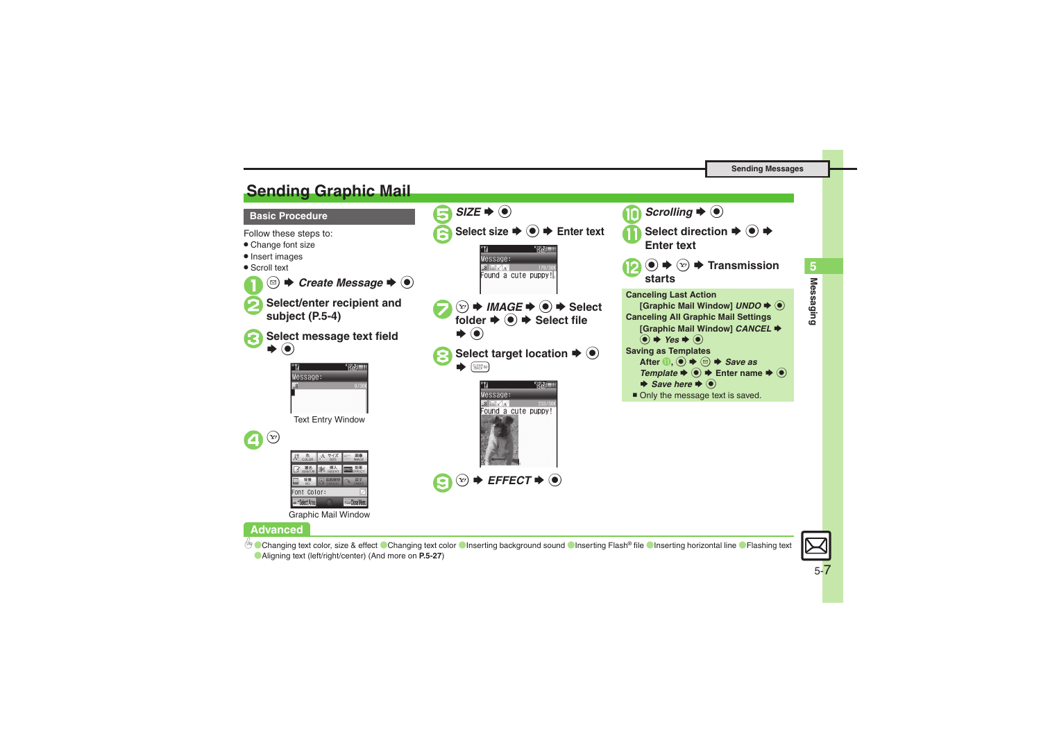## Sending Graphic Mail

### Basic Procedure

Follow these steps to:
- Change font size
- Insert images
- Scroll text

1. ✉ ➡ *Create Message* ➡ ●
2. Select/enter recipient and subject (P.5-4)
3. Select message text field ➡ ●

Text Entry Window

4. Y!

Graphic Mail Window

5. *SIZE* ➡ ●
6. Select size ➡ ● ➡ Enter text
7. Y! ➡ *IMAGE* ➡ ● ➡ Select folder ➡ ● ➡ Select file ➡ ●
8. Select target location ➡ ● ➡ [CLEAR]
9. Y! ➡ *EFFECT* ➡ ●
10. *Scrolling* ➡ ●
11. Select direction ➡ ● ➡ Enter text
12. ● ➡ Y! ➡ Transmission starts

**Canceling Last Action**
[Graphic Mail Window] *UNDO* ➡ ●

**Canceling All Graphic Mail Settings**
[Graphic Mail Window] *CANCEL* ➡ ● ➡ *Yes* ➡ ●

**Saving as Templates**
After 11, ● ➡ ✉ ➡ *Save as Template* ➡ ● ➡ Enter name ➡ ● ➡ *Save here* ➡ ●
- Only the message text is saved.

### Advanced

Changing text color, size & effect · Changing text color · Inserting background sound · Inserting Flash® file · Inserting horizontal line · Flashing text · Aligning text (left/right/center) (And more on **P.5-27**)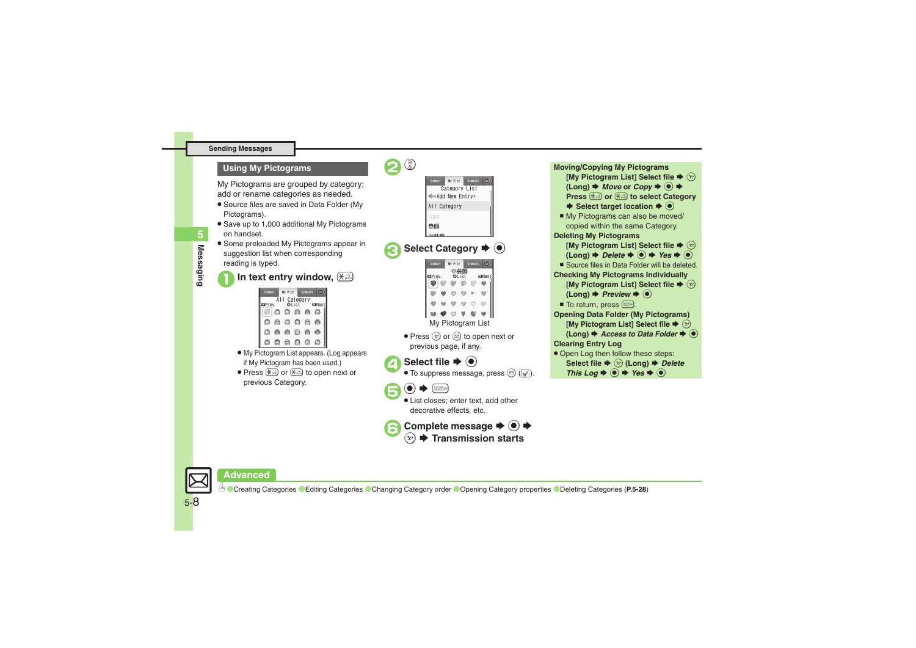## Using My Pictograms

My Pictograms are grouped by category; add or rename categories as needed.

- Source files are saved in Data Folder (My Pictograms).
- Save up to 1,000 additional My Pictograms on handset.
- Some preloaded My Pictograms appear in suggestion list when corresponding reading is typed.

**1 In text entry window,**

- My Pictogram List appears. (Log appears if My Pictogram has been used.)
- Press or to open next or previous Category.

**2**

**3 Select Category ➡ ●**

My Pictogram List

- Press or to open next or previous page, if any.

**4 Select file ➡ ●**

- To suppress message, press (✓).

**5 ● ➡**

- List closes; enter text, add other decorative effects, etc.

**6 Complete message ➡ ● ➡ ➡ Transmission starts**

**Moving/Copying My Pictograms**

**[My Pictogram List] Select file ➡ (Long) ➡ *Move* or *Copy* ➡ ● ➡ Press or to select Category ➡ Select target location ➡ ●**

- My Pictograms can also be moved/copied within the same Category.

**Deleting My Pictograms**

**[My Pictogram List] Select file ➡ (Long) ➡ *Delete* ➡ ● ➡ *Yes* ➡ ●**

- Source files in Data Folder will be deleted.

**Checking My Pictograms Individually**

**[My Pictogram List] Select file ➡ (Long) ➡ *Preview* ➡ ●**

- To return, press .

**Opening Data Folder (My Pictograms)**

**[My Pictogram List] Select file ➡ (Long) ➡ *Access to Data Folder* ➡ ●**

**Clearing Entry Log**

- Open Log then follow these steps:

**Select file ➡ (Long) ➡ *Delete This Log* ➡ ● ➡ *Yes* ➡ ●**

## Advanced

Creating Categories Editing Categories Changing Category order Opening Category properties Deleting Categories (**P.5-28**)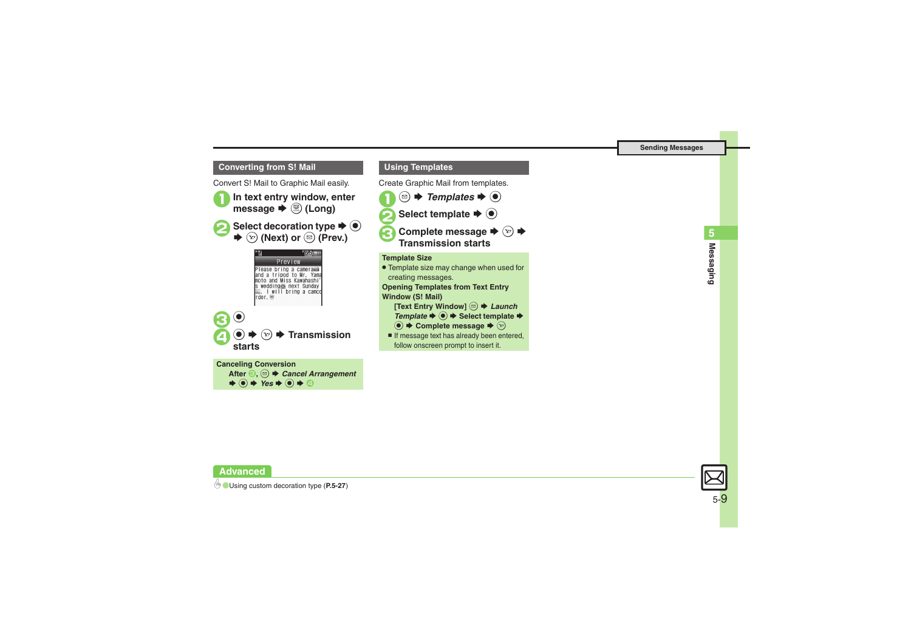## Converting from S! Mail

Convert S! Mail to Graphic Mail easily.

1. **In text entry window, enter message ➡ (Long)**
2. **Select decoration type ➡ ● ➡ (Next) or (Prev.)**
3. **●**
4. **● ➡ ➡ Transmission starts**

**Canceling Conversion**

After 3, ➡ *Cancel Arrangement* ➡ ● ➡ *Yes* ➡ ● ➡ 4

## Using Templates

Create Graphic Mail from templates.

1. **➡ *Templates* ➡ ●**
2. **Select template ➡ ●**
3. **Complete message ➡ ➡ Transmission starts**

**Template Size**

- Template size may change when used for creating messages.

**Opening Templates from Text Entry Window (S! Mail)**

[Text Entry Window] ➡ *Launch Template* ➡ ● ➡ Select template ➡ ● ➡ Complete message ➡

- If message text has already been entered, follow onscreen prompt to insert it.

**Advanced**

Using custom decoration type (**P.5-27**)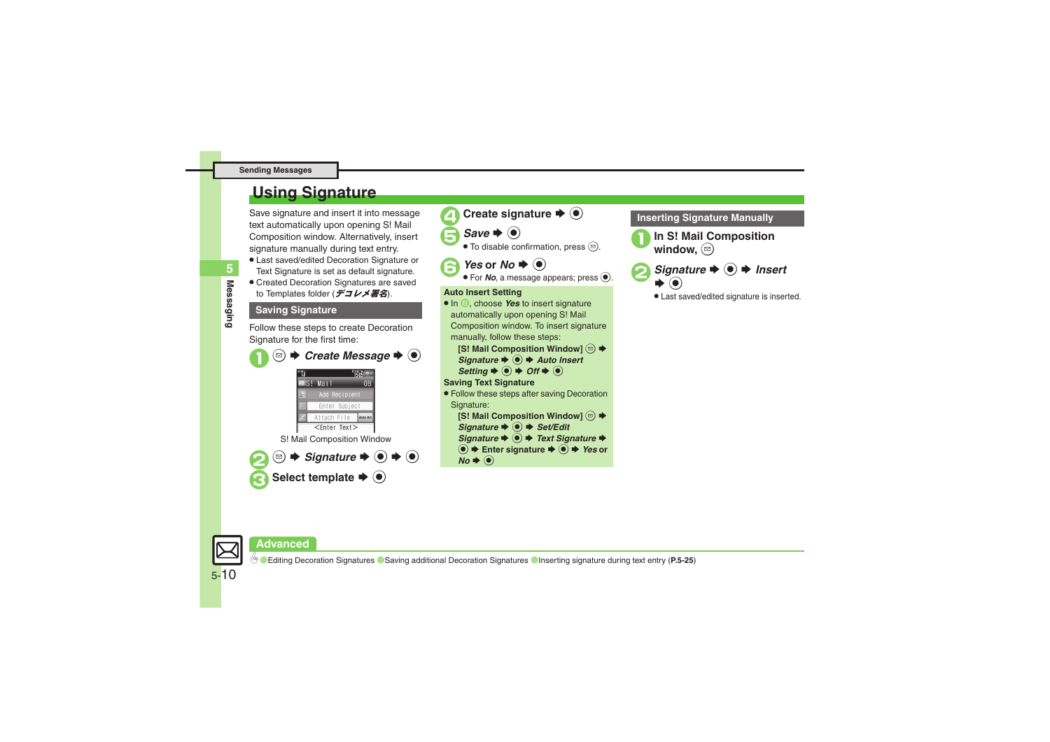# Using Signature

Save signature and insert it into message text automatically upon opening S! Mail Composition window. Alternatively, insert signature manually during text entry.

- Last saved/edited Decoration Signature or Text Signature is set as default signature.
- Created Decoration Signatures are saved to Templates folder (*デコレメ署名*).

## Saving Signature

Follow these steps to create Decoration Signature for the first time:

1. ✉ ➡ *Create Message* ➡ ●

S! Mail Composition Window

2. ✉ ➡ *Signature* ➡ ● ➡ ●
3. Select template ➡ ●
4. Create signature ➡ ●
5. *Save* ➡ ●
   - To disable confirmation, press ✉.
6. *Yes* or *No* ➡ ●
   - For *No*, a message appears; press ●.

**Auto Insert Setting**

- In 6, choose *Yes* to insert signature automatically upon opening S! Mail Composition window. To insert signature manually, follow these steps:

  **[S! Mail Composition Window]** ✉ ➡ *Signature* ➡ ● ➡ *Auto Insert Setting* ➡ ● ➡ *Off* ➡ ●

**Saving Text Signature**

- Follow these steps after saving Decoration Signature:

  **[S! Mail Composition Window]** ✉ ➡ *Signature* ➡ ● ➡ *Set/Edit Signature* ➡ ● ➡ *Text Signature* ➡ ● ➡ **Enter signature** ➡ ● ➡ *Yes* or *No* ➡ ●

## Inserting Signature Manually

1. In S! Mail Composition window, ✉
2. *Signature* ➡ ● ➡ *Insert* ➡ ●
   - Last saved/edited signature is inserted.

**Advanced**

Editing Decoration Signatures · Saving additional Decoration Signatures · Inserting signature during text entry (**P.5-25**)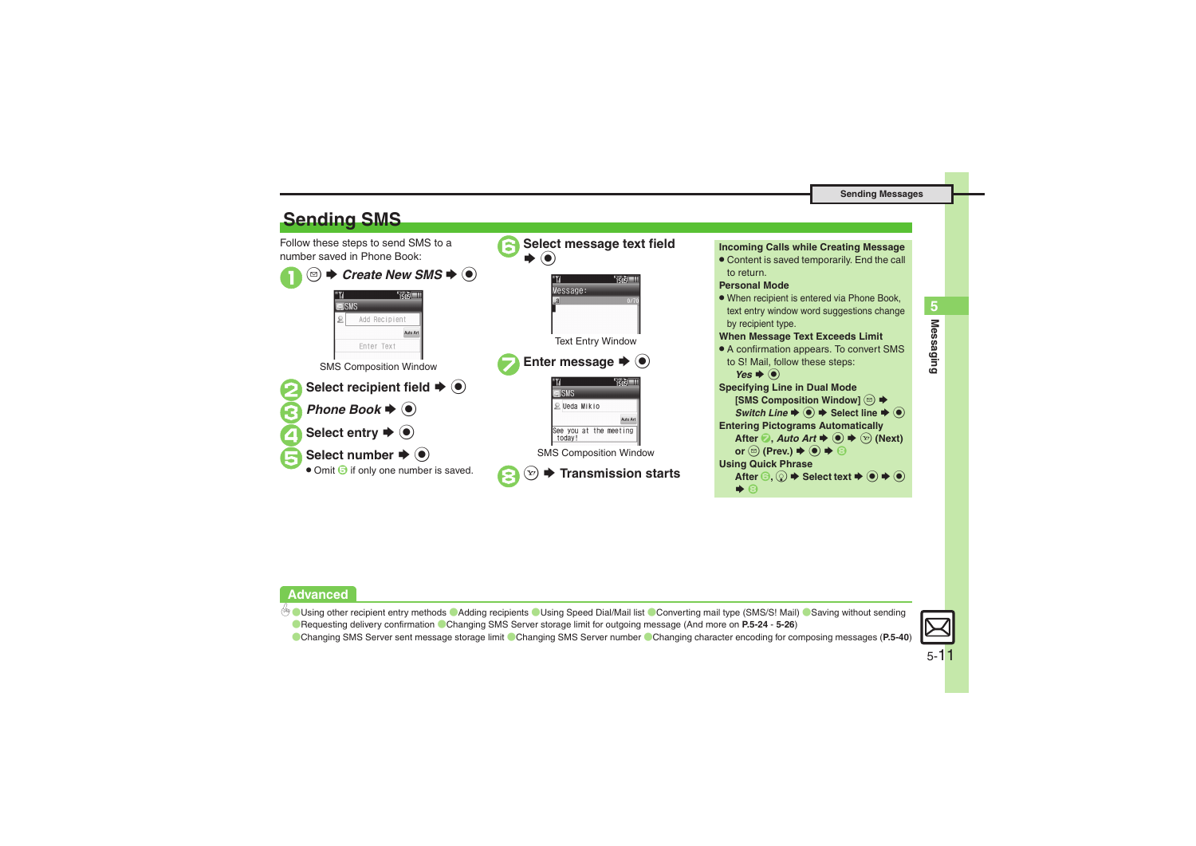## Sending SMS

Follow these steps to send SMS to a number saved in Phone Book:

**1** ✉ ➡ ***Create New SMS*** ➡ ●

SMS Composition Window

**2 Select recipient field** ➡ ●

**3** ***Phone Book*** ➡ ●

**4 Select entry** ➡ ●

**5 Select number** ➡ ●

- Omit 5 if only one number is saved.

**6 Select message text field** ➡ ●

Text Entry Window

**7 Enter message** ➡ ●

SMS Composition Window

**8** Ⓨ ➡ **Transmission starts**

**Incoming Calls while Creating Message**

- Content is saved temporarily. End the call to return.

**Personal Mode**

- When recipient is entered via Phone Book, text entry window word suggestions change by recipient type.

**When Message Text Exceeds Limit**

- A confirmation appears. To convert SMS to S! Mail, follow these steps:
  *Yes* ➡ ●

**Specifying Line in Dual Mode**

[SMS Composition Window] ✉ ➡ *Switch Line* ➡ ● ➡ Select line ➡ ●

**Entering Pictograms Automatically**

After 7, *Auto Art* ➡ ● ➡ Ⓨ (Next) or ✉ (Prev.) ➡ ● ➡ 8

**Using Quick Phrase**

After 6, Ⓠ ➡ Select text ➡ ● ➡ ● ➡ 8

**Advanced**

● Using other recipient entry methods ● Adding recipients ● Using Speed Dial/Mail list ● Converting mail type (SMS/S! Mail) ● Saving without sending ● Requesting delivery confirmation ● Changing SMS Server storage limit for outgoing message (And more on **P.5-24** - **5-26**)
● Changing SMS Server sent message storage limit ● Changing SMS Server number ● Changing character encoding for composing messages (**P.5-40**)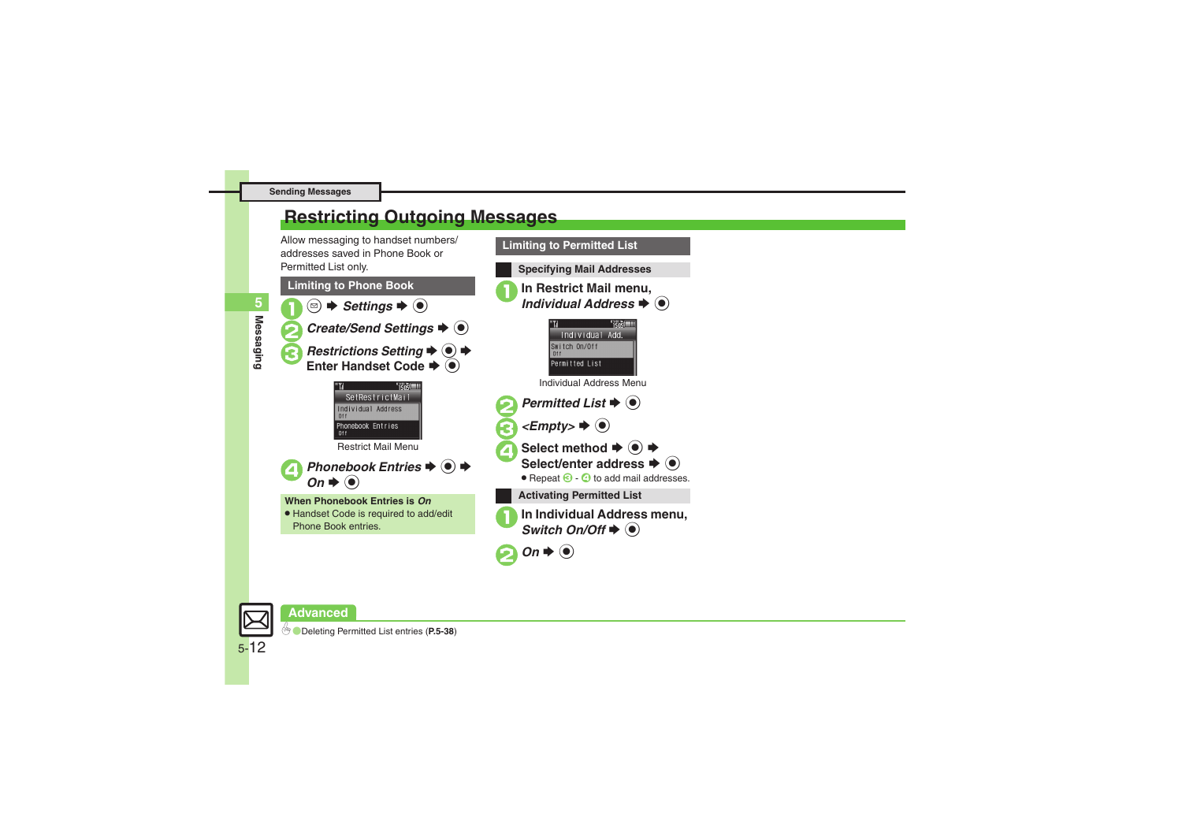# Restricting Outgoing Messages

Allow messaging to handset numbers/ addresses saved in Phone Book or Permitted List only.

## Limiting to Phone Book

1. ✉ ➡ *Settings* ➡ ●
2. *Create/Send Settings* ➡ ●
3. *Restrictions Setting* ➡ ● ➡ Enter Handset Code ➡ ●

Restrict Mail Menu

4. *Phonebook Entries* ➡ ● ➡ *On* ➡ ●

**When Phonebook Entries is *On***

- Handset Code is required to add/edit Phone Book entries.

## Limiting to Permitted List

### Specifying Mail Addresses

1. In Restrict Mail menu, *Individual Address* ➡ ●

Individual Address Menu

2. *Permitted List* ➡ ●
3. *<Empty>* ➡ ●
4. Select method ➡ ● ➡ Select/enter address ➡ ●
   - Repeat 3 - 4 to add mail addresses.

### Activating Permitted List

1. In Individual Address menu, *Switch On/Off* ➡ ●
2. *On* ➡ ●

## Advanced

- Deleting Permitted List entries (**P.5-38**)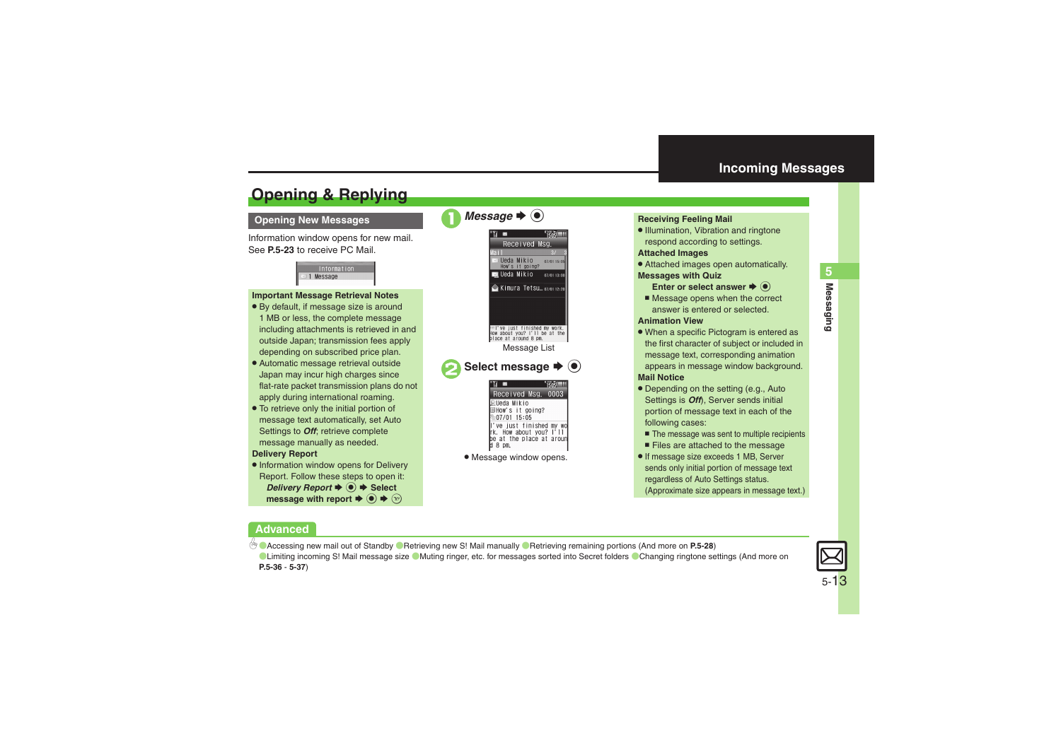# Opening & Replying

## Opening New Messages

Information window opens for new mail.
See **P.5-23** to receive PC Mail.

**Important Message Retrieval Notes**

- By default, if message size is around 1 MB or less, the complete message including attachments is retrieved in and outside Japan; transmission fees apply depending on subscribed price plan.
- Automatic message retrieval outside Japan may incur high charges since flat-rate packet transmission plans do not apply during international roaming.
- To retrieve only the initial portion of message text automatically, set Auto Settings to *Off*; retrieve complete message manually as needed.

**Delivery Report**

- Information window opens for Delivery Report. Follow these steps to open it:
  ***Delivery Report*** ➡ ◉ ➡ **Select message with report** ➡ ◉ ➡ ☞

**1** ***Message*** ➡ ◉

Message List

**2** **Select message** ➡ ◉

- Message window opens.

**Receiving Feeling Mail**

- Illumination, Vibration and ringtone respond according to settings.

**Attached Images**

- Attached images open automatically.

**Messages with Quiz**

**Enter or select answer** ➡ ◉

- Message opens when the correct answer is entered or selected.

**Animation View**

- When a specific Pictogram is entered as the first character of subject or included in message text, corresponding animation appears in message window background.

**Mail Notice**

- Depending on the setting (e.g., Auto Settings is *Off*), Server sends initial portion of message text in each of the following cases:
  - The message was sent to multiple recipients
  - Files are attached to the message
- If message size exceeds 1 MB, Server sends only initial portion of message text regardless of Auto Settings status. (Approximate size appears in message text.)

## Advanced

● Accessing new mail out of Standby ● Retrieving new S! Mail manually ● Retrieving remaining portions (And more on **P.5-28**)
● Limiting incoming S! Mail message size ● Muting ringer, etc. for messages sorted into Secret folders ● Changing ringtone settings (And more on **P.5-36** - **5-37**)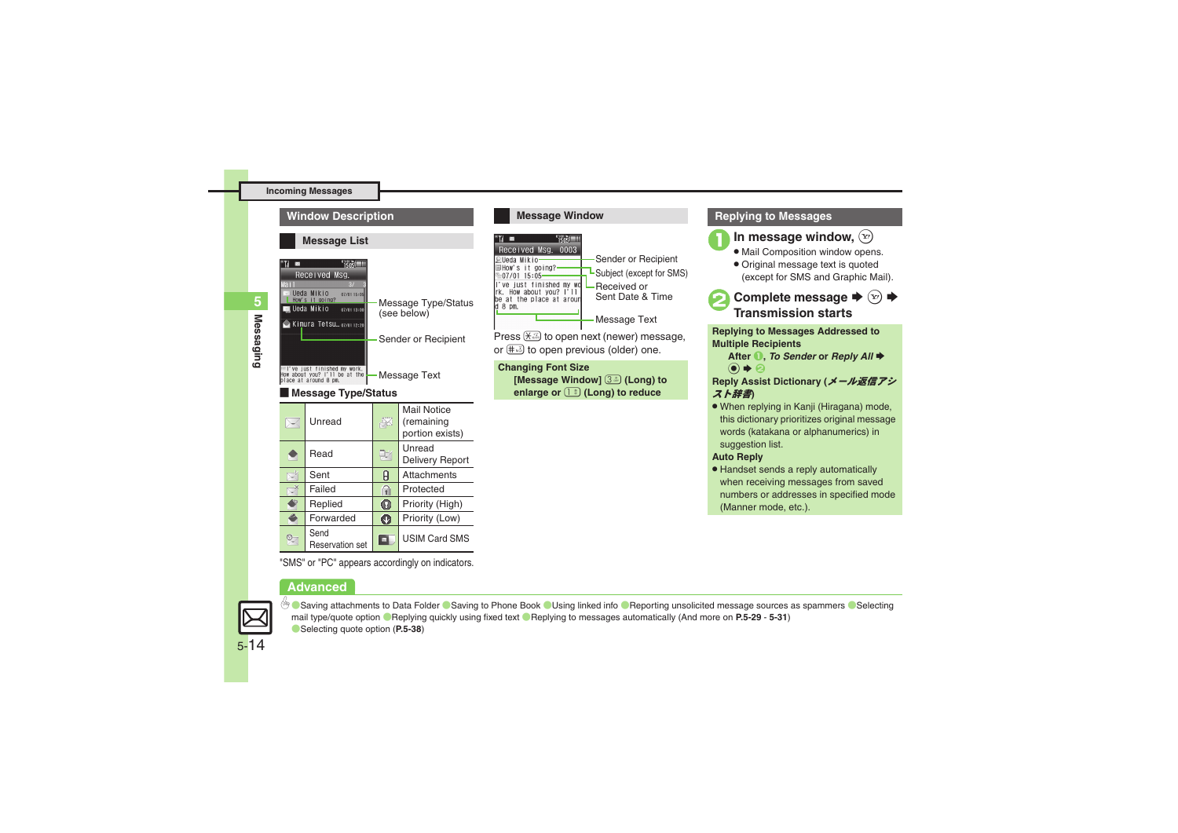## Incoming Messages

### Window Description

#### Message List

- Message Type/Status (see below)
- Sender or Recipient
- Message Text

#### Message Type/Status

| | | | |
|---|---|---|---|
| | Unread | | Mail Notice (remaining portion exists) |
| | Read | | Unread Delivery Report |
| | Sent | | Attachments |
| | Failed | | Protected |
| | Replied | | Priority (High) |
| | Forwarded | | Priority (Low) |
| | Send Reservation set | | USIM Card SMS |

"SMS" or "PC" appears accordingly on indicators.

#### Message Window

- Sender or Recipient
- Subject (except for SMS)
- Received or Sent Date & Time
- Message Text

Press ✱ to open next (newer) message, or # to open previous (older) one.

**Changing Font Size**
**[Message Window] 3 (Long) to enlarge or 1 (Long) to reduce**

### Replying to Messages

**1 In message window, Y!**

- Mail Composition window opens.
- Original message text is quoted (except for SMS and Graphic Mail).

**2 Complete message ➡ Y! ➡ Transmission starts**

**Replying to Messages Addressed to Multiple Recipients**
**After 1, *To Sender* or *Reply All* ➡ ● ➡ 2**

**Reply Assist Dictionary (*メール返信アシスト辞書*)**

- When replying in Kanji (Hiragana) mode, this dictionary prioritizes original message words (katakana or alphanumerics) in suggestion list.

**Auto Reply**

- Handset sends a reply automatically when receiving messages from saved numbers or addresses in specified mode (Manner mode, etc.).

### Advanced

● Saving attachments to Data Folder ● Saving to Phone Book ● Using linked info ● Reporting unsolicited message sources as spammers ● Selecting mail type/quote option ● Replying quickly using fixed text ● Replying to messages automatically (And more on **P.5-29** - **5-31**) ● Selecting quote option (**P.5-38**)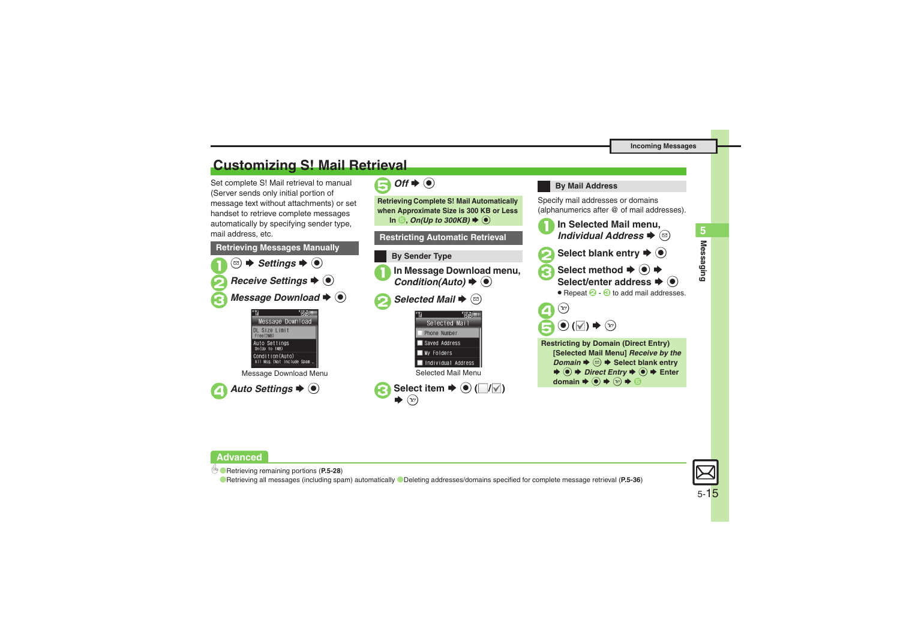# Customizing S! Mail Retrieval

Set complete S! Mail retrieval to manual (Server sends only initial portion of message text without attachments) or set handset to retrieve complete messages automatically by specifying sender type, mail address, etc.

## Retrieving Messages Manually

1. ✉ ➡ *Settings* ➡ ●
2. *Receive Settings* ➡ ●
3. *Message Download* ➡ ●

Message Download Menu

4. *Auto Settings* ➡ ●
5. *Off* ➡ ●

**Retrieving Complete S! Mail Automatically when Approximate Size is 300 KB or Less**
In 5, *On(Up to 300KB)* ➡ ●

## Restricting Automatic Retrieval

### By Sender Type

1. In Message Download menu, *Condition(Auto)* ➡ ●
2. *Selected Mail* ➡ ✉

Selected Mail Menu

3. Select item ➡ ● (☐/☑) ➡ ⓨ

### By Mail Address

Specify mail addresses or domains (alphanumerics after @ of mail addresses).

1. In Selected Mail menu, *Individual Address* ➡ ✉
2. Select blank entry ➡ ●
3. Select method ➡ ● ➡ Select/enter address ➡ ●
   - Repeat 2 - 3 to add mail addresses.
4. ⓨ
5. ● (☑) ➡ ⓨ

**Restricting by Domain (Direct Entry)**
[Selected Mail Menu] *Receive by the Domain* ➡ ✉ ➡ Select blank entry ➡ ● ➡ *Direct Entry* ➡ ● ➡ Enter domain ➡ ● ➡ ⓨ ➡ 5

## Advanced

- Retrieving remaining portions (**P.5-28**)
- Retrieving all messages (including spam) automatically
- Deleting addresses/domains specified for complete message retrieval (**P.5-36**)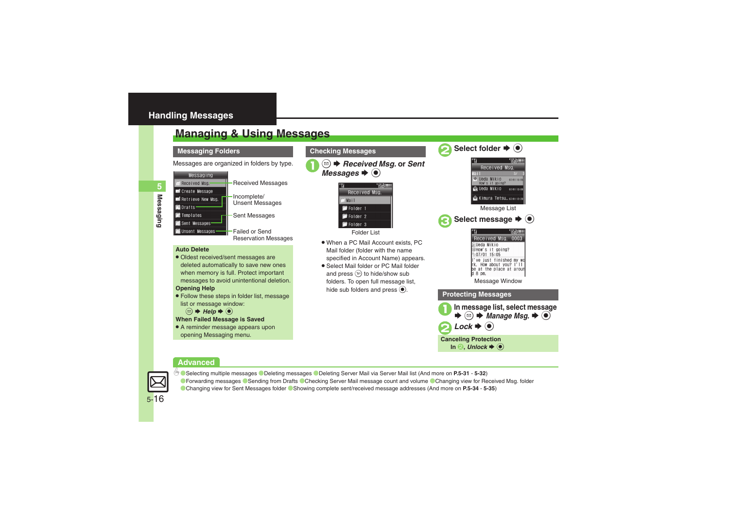## Handling Messages

# Managing & Using Messages

### Messaging Folders

Messages are organized in folders by type.

- Received Msg. — Received Messages
- Drafts — Incomplete/Unsent Messages
- Sent Messages — Sent Messages
- Unsent Messages — Failed or Send Reservation Messages

**Auto Delete**

- Oldest received/sent messages are deleted automatically to save new ones when memory is full. Protect important messages to avoid unintentional deletion.

**Opening Help**

- Follow these steps in folder list, message list or message window:
  ⊠ ➡ *Help* ➡ ●

**When Failed Message is Saved**

- A reminder message appears upon opening Messaging menu.

### Checking Messages

1. ⊠ ➡ *Received Msg.* or *Sent Messages* ➡ ●

Folder List

- When a PC Mail Account exists, PC Mail folder (folder with the name specified in Account Name) appears.
- Select Mail folder or PC Mail folder and press ⊗ to hide/show sub folders. To open full message list, hide sub folders and press ●.

2. Select folder ➡ ●

Message List

3. Select message ➡ ●

Message Window

### Protecting Messages

1. In message list, select message ➡ ⊠ ➡ *Manage Msg.* ➡ ●
2. *Lock* ➡ ●

**Canceling Protection**

In 2, *Unlock* ➡ ●

### Advanced

Selecting multiple messages ● Deleting messages ● Deleting Server Mail via Server Mail list (And more on **P.5-31** - **5-32**)
● Forwarding messages ● Sending from Drafts ● Checking Server Mail message count and volume ● Changing view for Received Msg. folder
● Changing view for Sent Messages folder ● Showing complete sent/received message addresses (And more on **P.5-34** - **5-35**)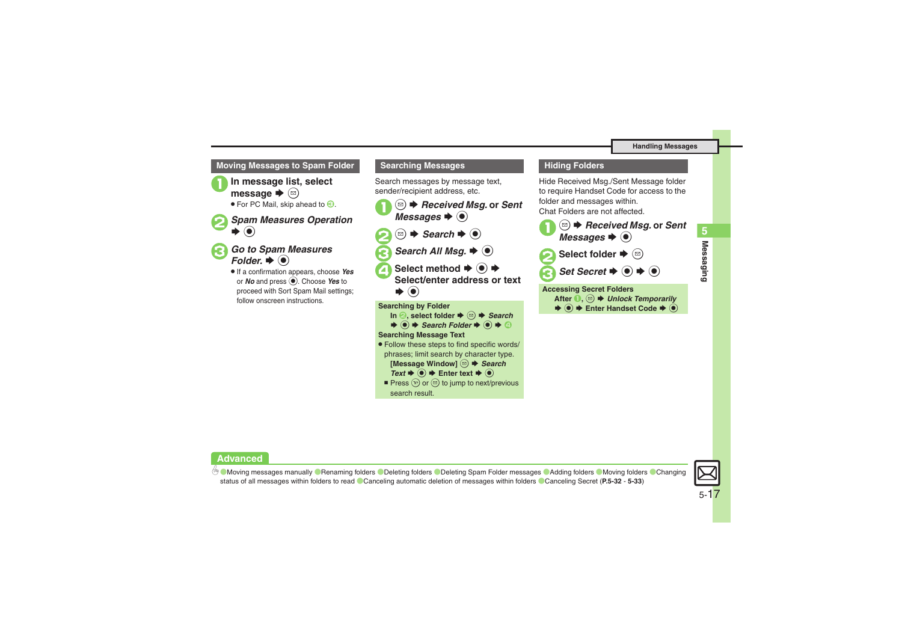## Moving Messages to Spam Folder

1. In message list, select message ➡ ✉
   - For PC Mail, skip ahead to 3.
2. *Spam Measures Operation* ➡ ●
3. *Go to Spam Measures Folder.* ➡ ●
   - If a confirmation appears, choose *Yes* or *No* and press ●. Choose *Yes* to proceed with Sort Spam Mail settings; follow onscreen instructions.

## Searching Messages

Search messages by message text, sender/recipient address, etc.

1. ✉ ➡ *Received Msg.* or *Sent Messages* ➡ ●
2. ✉ ➡ *Search* ➡ ●
3. *Search All Msg.* ➡ ●
4. Select method ➡ ● ➡ Select/enter address or text ➡ ●

**Searching by Folder**

In 2, select folder ➡ ✉ ➡ *Search* ➡ ● ➡ *Search Folder* ➡ ● ➡ 4

**Searching Message Text**

- Follow these steps to find specific words/phrases; limit search by character type.
  [Message Window] ✉ ➡ *Search Text* ➡ ● ➡ Enter text ➡ ●
  - Press ⓨ or ✉ to jump to next/previous search result.

## Hiding Folders

Hide Received Msg./Sent Message folder to require Handset Code for access to the folder and messages within.
Chat Folders are not affected.

1. ✉ ➡ *Received Msg.* or *Sent Messages* ➡ ●
2. Select folder ➡ ✉
3. *Set Secret* ➡ ● ➡ ●

**Accessing Secret Folders**

After 1, ✉ ➡ *Unlock Temporarily* ➡ ● ➡ Enter Handset Code ➡ ●

## Advanced

Moving messages manually · Renaming folders · Deleting folders · Deleting Spam Folder messages · Adding folders · Moving folders · Changing status of all messages within folders to read · Canceling automatic deletion of messages within folders · Canceling Secret (**P.5-32** - **5-33**)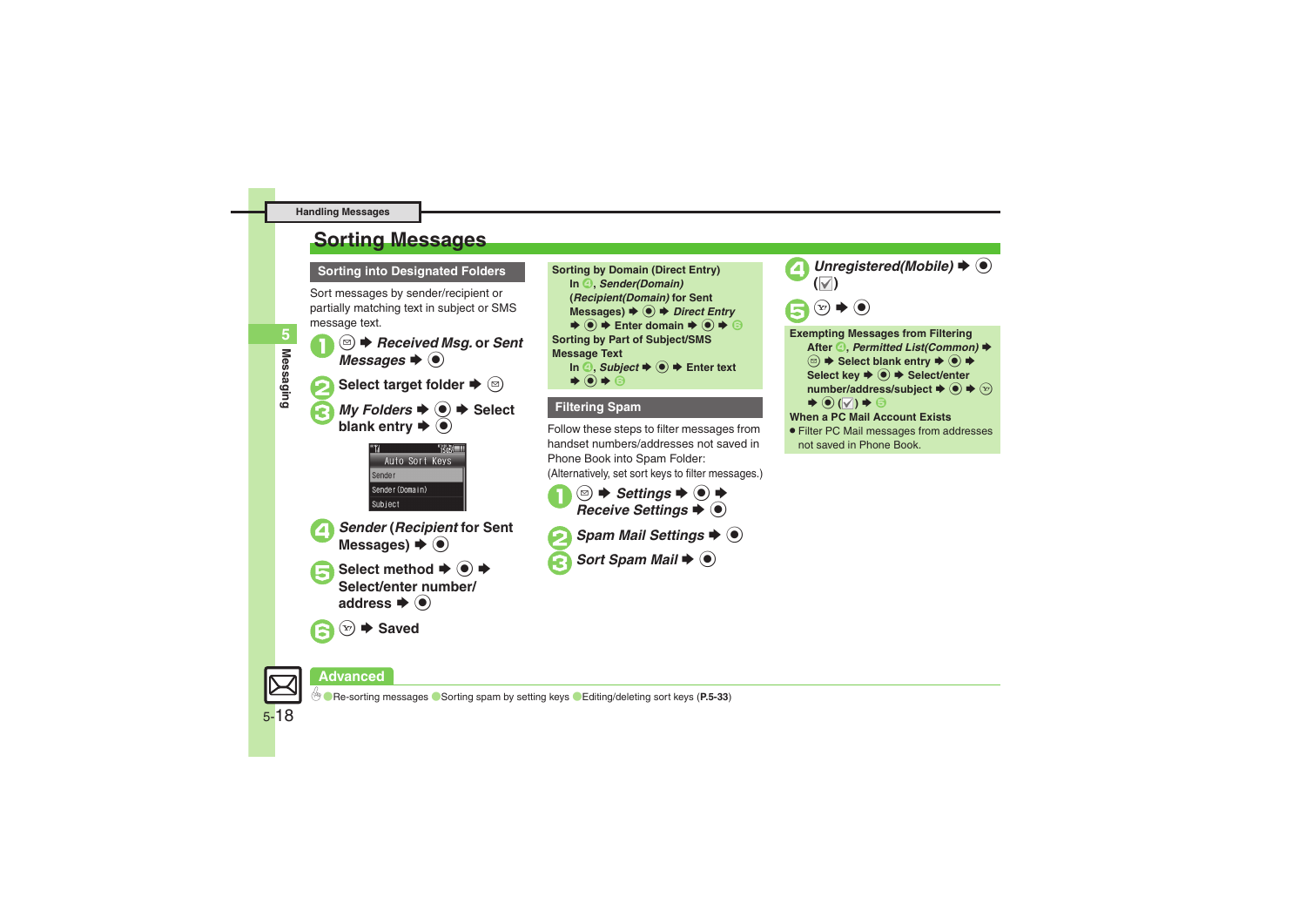# Sorting Messages

## Sorting into Designated Folders

Sort messages by sender/recipient or partially matching text in subject or SMS message text.

1. ✉ ➡ *Received Msg.* or *Sent Messages* ➡ ●
2. Select target folder ➡ ✉
3. *My Folders* ➡ ● ➡ Select blank entry ➡ ●

Auto Sort Keys
Sender
Sender(Domain)
Subject

4. *Sender* (*Recipient* for Sent Messages) ➡ ●
5. Select method ➡ ● ➡ Select/enter number/address ➡ ●
6. ✉ ➡ Saved

**Sorting by Domain (Direct Entry)**
In 4, *Sender(Domain)* (*Recipient(Domain)* for Sent Messages) ➡ ● ➡ *Direct Entry* ➡ ● ➡ Enter domain ➡ ● ➡ 6

**Sorting by Part of Subject/SMS Message Text**
In 4, *Subject* ➡ ● ➡ Enter text ➡ ● ➡ 6

## Filtering Spam

Follow these steps to filter messages from handset numbers/addresses not saved in Phone Book into Spam Folder:
(Alternatively, set sort keys to filter messages.)

1. ✉ ➡ *Settings* ➡ ● ➡ *Receive Settings* ➡ ●
2. *Spam Mail Settings* ➡ ●
3. *Sort Spam Mail* ➡ ●
4. *Unregistered(Mobile)* ➡ ● (☑)
5. ✉ ➡ ●

**Exempting Messages from Filtering**
After 4, *Permitted List(Common)* ➡ ✉ ➡ Select blank entry ➡ ● ➡ Select key ➡ ● ➡ Select/enter number/address/subject ➡ ● ➡ ✉ ➡ ● (☑) ➡ 5

**When a PC Mail Account Exists**
- Filter PC Mail messages from addresses not saved in Phone Book.

**Advanced**

Re-sorting messages / Sorting spam by setting keys / Editing/deleting sort keys (**P.5-33**)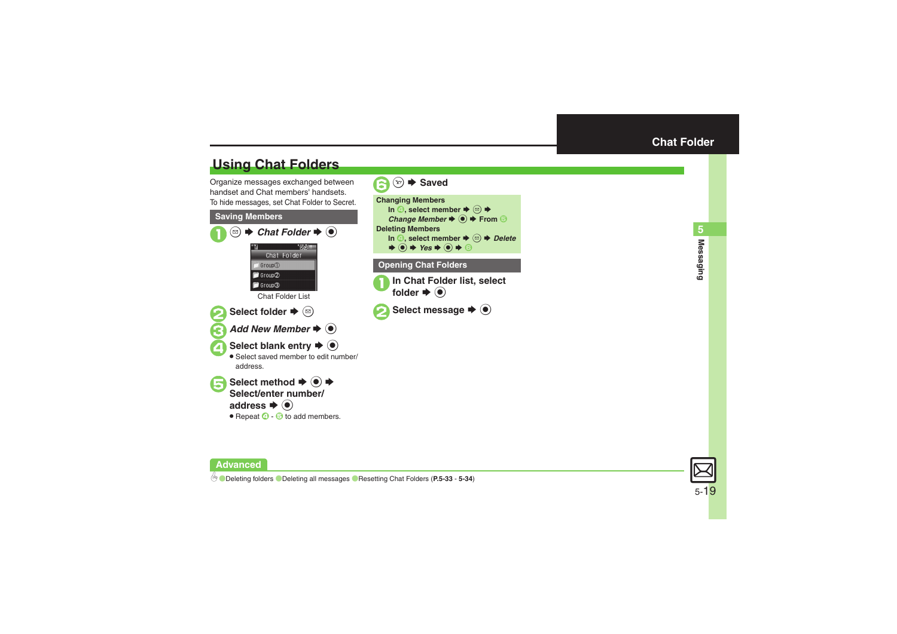## Chat Folder

# Using Chat Folders

Organize messages exchanged between handset and Chat members' handsets.
To hide messages, set Chat Folder to Secret.

### Saving Members

1. ✉ ➡ *Chat Folder* ➡ ●

   Chat Folder List

2. Select folder ➡ ✉
3. *Add New Member* ➡ ●
4. Select blank entry ➡ ●
   - Select saved member to edit number/ address.
5. Select method ➡ ● ➡ Select/enter number/ address ➡ ●
   - Repeat 4 - 5 to add members.
6. Y! ➡ Saved

**Changing Members**
In 4, select member ➡ ✉ ➡ *Change Member* ➡ ● ➡ From 5

**Deleting Members**
In 4, select member ➡ ✉ ➡ *Delete* ➡ ● ➡ *Yes* ➡ ● ➡ 6

### Opening Chat Folders

1. In Chat Folder list, select folder ➡ ●
2. Select message ➡ ●

**Advanced**

●Deleting folders ●Deleting all messages ●Resetting Chat Folders (**P.5-33** - **5-34**)

5 Messaging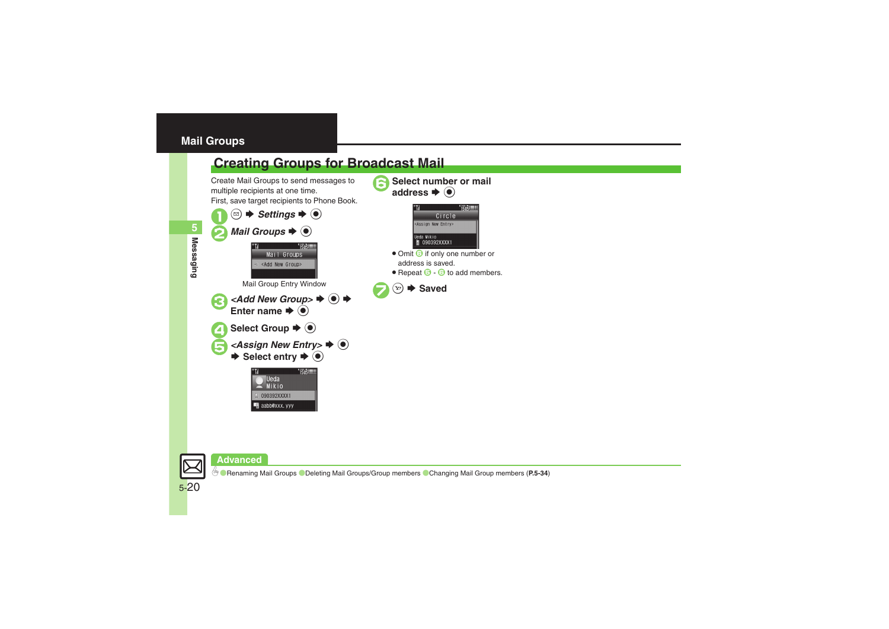## Mail Groups

### Creating Groups for Broadcast Mail

Create Mail Groups to send messages to multiple recipients at one time.
First, save target recipients to Phone Book.

1. ✉ ➡ *Settings* ➡ ●
2. *Mail Groups* ➡ ●

   Mail Group Entry Window

3. *<Add New Group>* ➡ ● ➡ Enter name ➡ ●
4. Select Group ➡ ●
5. *<Assign New Entry>* ➡ ● ➡ Select entry ➡ ●
6. Select number or mail address ➡ ●
   - Omit 6 if only one number or address is saved.
   - Repeat 5 - 6 to add members.
7. ✉ ➡ Saved

**Advanced**

Renaming Mail Groups · Deleting Mail Groups/Group members · Changing Mail Group members (**P.5-34**)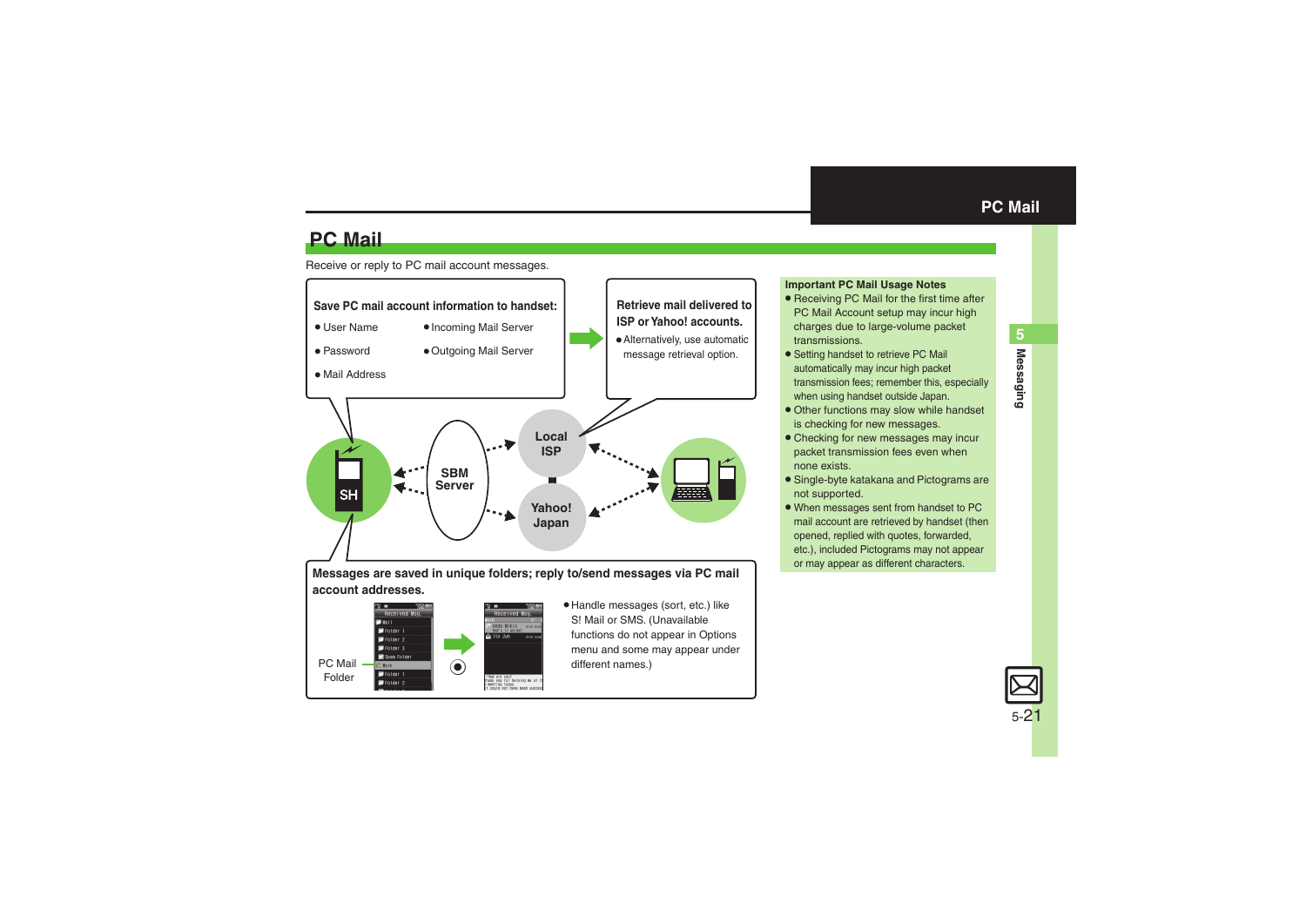# PC Mail

Receive or reply to PC mail account messages.

**Save PC mail account information to handset:**

- User Name
- Password
- Mail Address
- Incoming Mail Server
- Outgoing Mail Server

**Retrieve mail delivered to ISP or Yahoo! accounts.**

- Alternatively, use automatic message retrieval option.

SH

SBM Server

Local ISP

Yahoo! Japan

**Messages are saved in unique folders; reply to/send messages via PC mail account addresses.**

PC Mail Folder

- Handle messages (sort, etc.) like S! Mail or SMS. (Unavailable functions do not appear in Options menu and some may appear under different names.)

**Important PC Mail Usage Notes**

- Receiving PC Mail for the first time after PC Mail Account setup may incur high charges due to large-volume packet transmissions.
- Setting handset to retrieve PC Mail automatically may incur high packet transmission fees; remember this, especially when using handset outside Japan.
- Other functions may slow while handset is checking for new messages.
- Checking for new messages may incur packet transmission fees even when none exists.
- Single-byte katakana and Pictograms are not supported.
- When messages sent from handset to PC mail account are retrieved by handset (then opened, replied with quotes, forwarded, etc.), included Pictograms may not appear or may appear as different characters.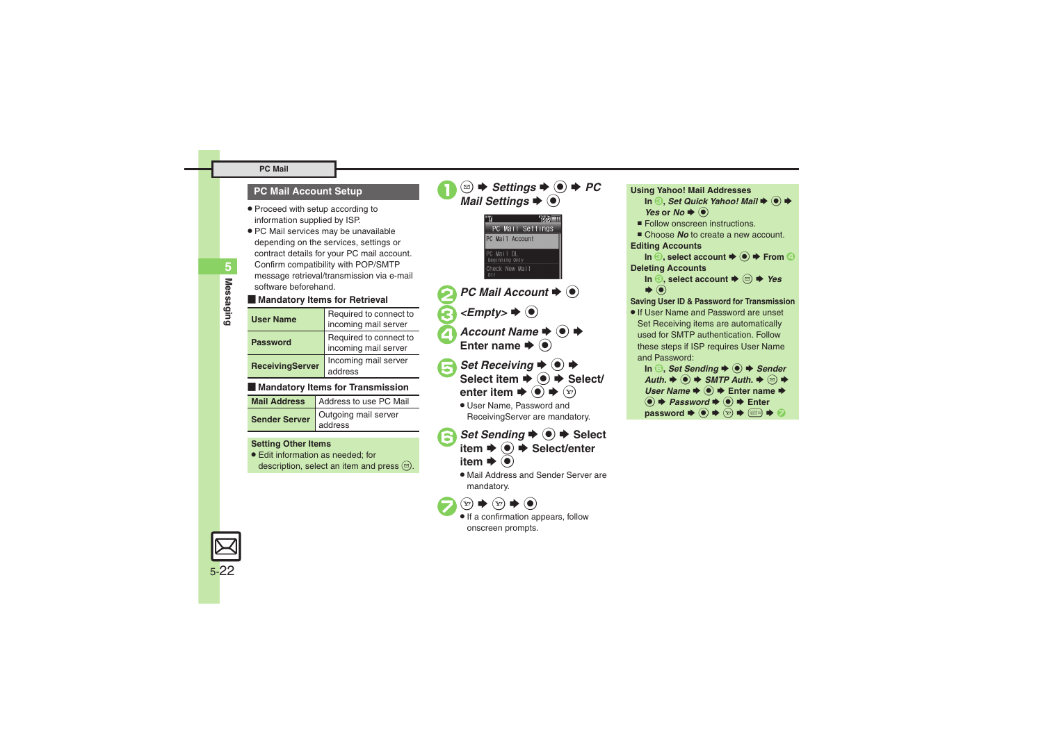## PC Mail Account Setup

- Proceed with setup according to information supplied by ISP.
- PC Mail services may be unavailable depending on the services, settings or contract details for your PC mail account. Confirm compatibility with POP/SMTP message retrieval/transmission via e-mail software beforehand.

### Mandatory Items for Retrieval

| | |
|---|---|
| **User Name** | Required to connect to incoming mail server |
| **Password** | Required to connect to incoming mail server |
| **ReceivingServer** | Incoming mail server address |

### Mandatory Items for Transmission

| | |
|---|---|
| **Mail Address** | Address to use PC Mail |
| **Sender Server** | Outgoing mail server address |

**Setting Other Items**

- Edit information as needed; for description, select an item and press ⊜.

1. ⊜ ➡ *Settings* ➡ ● ➡ *PC Mail Settings* ➡ ●

   PC Mail Settings: PC Mail Account / PC Mail DL (Beginning Only) / Check New Mail (Off)

2. *PC Mail Account* ➡ ●
3. *<Empty>* ➡ ●
4. *Account Name* ➡ ● ➡ Enter name ➡ ●
5. *Set Receiving* ➡ ● ➡ Select item ➡ ● ➡ Select/enter item ➡ ● ➡ Ⓨ
   - User Name, Password and ReceivingServer are mandatory.
6. *Set Sending* ➡ ● ➡ Select item ➡ ● ➡ Select/enter item ➡ ●
   - Mail Address and Sender Server are mandatory.
7. Ⓨ ➡ Ⓨ ➡ ●
   - If a confirmation appears, follow onscreen prompts.

**Using Yahoo! Mail Addresses**

In 3, *Set Quick Yahoo! Mail* ➡ ● ➡ *Yes* or *No* ➡ ●

- Follow onscreen instructions.
- Choose *No* to create a new account.

**Editing Accounts**

In 3, select account ➡ ● ➡ From 4

**Deleting Accounts**

In 3, select account ➡ ⊜ ➡ *Yes* ➡ ●

**Saving User ID & Password for Transmission**

- If User Name and Password are unset Set Receiving items are automatically used for SMTP authentication. Follow these steps if ISP requires User Name and Password:

In 6, *Set Sending* ➡ ● ➡ *Sender Auth.* ➡ ● ➡ *SMTP Auth.* ➡ ⊜ ➡ *User Name* ➡ ● ➡ Enter name ➡ ● ➡ *Password* ➡ ● ➡ Enter password ➡ ● ➡ Ⓨ ➡ ⌧ ➡ 7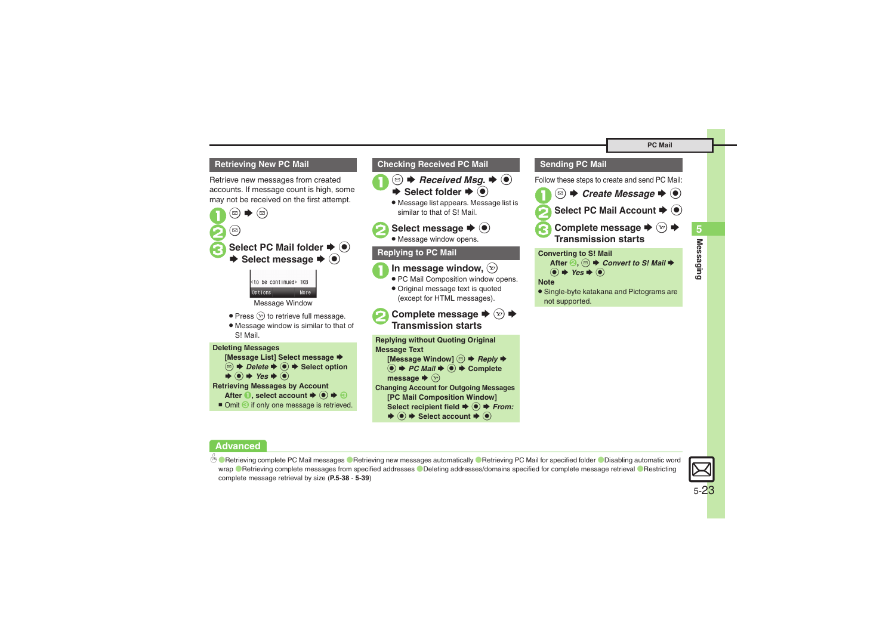## Retrieving New PC Mail

Retrieve new messages from created accounts. If message count is high, some may not be received on the first attempt.

1. ✉ ➡ ✉
2. ✉
3. Select PC Mail folder ➡ ● ➡ Select message ➡ ●

<to be continued> 1KB
Options More

Message Window

- Press ⓨ to retrieve full message.
- Message window is similar to that of S! Mail.

**Deleting Messages**
[Message List] Select message ➡ ✉ ➡ *Delete* ➡ ● ➡ Select option ➡ ● ➡ *Yes* ➡ ●

**Retrieving Messages by Account**
After 1, select account ➡ ● ➡ 3

- Omit 3 if only one message is retrieved.

## Checking Received PC Mail

1. ✉ ➡ *Received Msg.* ➡ ● ➡ Select folder ➡ ●
   - Message list appears. Message list is similar to that of S! Mail.
2. Select message ➡ ●
   - Message window opens.

## Replying to PC Mail

1. In message window, ⓨ
   - PC Mail Composition window opens.
   - Original message text is quoted (except for HTML messages).
2. Complete message ➡ ⓨ ➡ Transmission starts

**Replying without Quoting Original Message Text**
[Message Window] ✉ ➡ *Reply* ➡ ● ➡ *PC Mail* ➡ ● ➡ Complete message ➡ ⓨ

**Changing Account for Outgoing Messages**
[PC Mail Composition Window] Select recipient field ➡ ● ➡ *From:* ➡ ● ➡ Select account ➡ ●

## Sending PC Mail

Follow these steps to create and send PC Mail:

1. ✉ ➡ *Create Message* ➡ ●
2. Select PC Mail Account ➡ ●
3. Complete message ➡ ⓨ ➡ Transmission starts

**Converting to S! Mail**
After 2, ✉ ➡ *Convert to S! Mail* ➡ ● ➡ *Yes* ➡ ●

**Note**
- Single-byte katakana and Pictograms are not supported.

## Advanced

●Retrieving complete PC Mail messages ●Retrieving new messages automatically ●Retrieving PC Mail for specified folder ●Disabling automatic word wrap ●Retrieving complete messages from specified addresses ●Deleting addresses/domains specified for complete message retrieval ●Restricting complete message retrieval by size (**P.5-38** - **5-39**)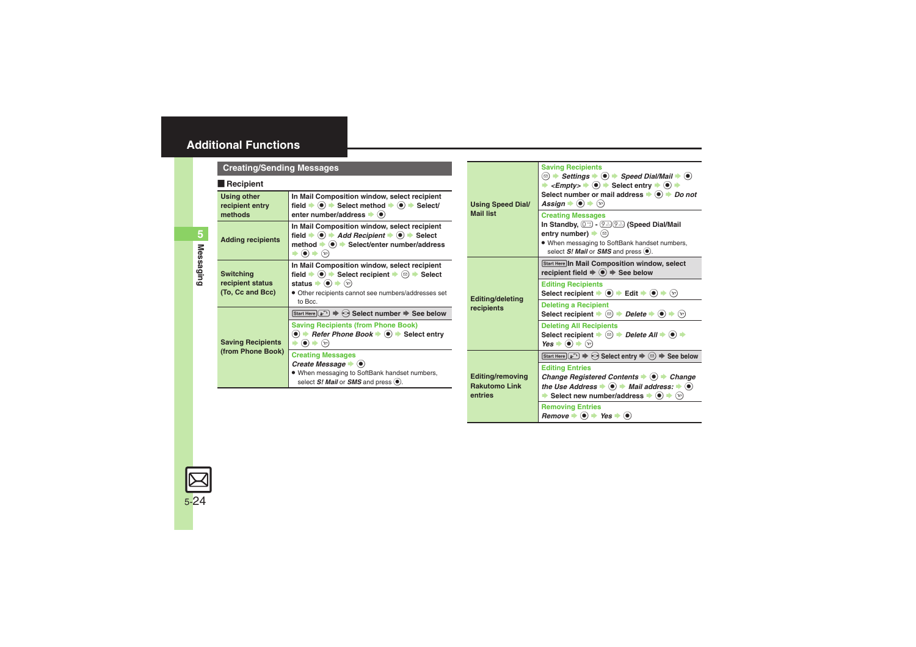# Additional Functions

## Creating/Sending Messages

### Recipient

| | |
|---|---|
| Using other recipient entry methods | In Mail Composition window, select recipient field ➡ ● ➡ Select method ➡ ● ➡ Select/enter number/address ➡ ● |
| Adding recipients | In Mail Composition window, select recipient field ➡ ● ➡ *Add Recipient* ➡ ● ➡ Select method ➡ ● ➡ Select/enter number/address ➡ ● ➡ ⓨ |
| Switching recipient status (To, Cc and Bcc) | In Mail Composition window, select recipient field ➡ ● ➡ Select recipient ➡ ✉ ➡ Select status ➡ ● ➡ ⓨ<br>• Other recipients cannot see numbers/addresses set to Bcc. |
| Saving Recipients (from Phone Book) | Start Here ➡ Select number ➡ See below<br>**Saving Recipients (from Phone Book)**<br>● ➡ *Refer Phone Book* ➡ ● ➡ Select entry ➡ ● ➡ ⓨ<br>**Creating Messages**<br>*Create Message* ➡ ●<br>• When messaging to SoftBank handset numbers, select *S! Mail* or *SMS* and press ●. |
| Using Speed Dial/ Mail list | **Saving Recipients**<br>✉ ➡ *Settings* ➡ ● ➡ *Speed Dial/Mail* ➡ ● ➡ *<Empty>* ➡ ● ➡ Select entry ➡ ● ➡ Select number or mail address ➡ ● ➡ *Do not Assign* ➡ ● ➡ ⓨ<br>**Creating Messages**<br>In Standby, 0 - 9 9 (Speed Dial/Mail entry number) ➡ ✉<br>• When messaging to SoftBank handset numbers, select *S! Mail* or *SMS* and press ●. |
| Editing/deleting recipients | Start Here In Mail Composition window, select recipient field ➡ ● ➡ See below<br>**Editing Recipients**<br>Select recipient ➡ ● ➡ Edit ➡ ● ➡ ⓨ<br>**Deleting a Recipient**<br>Select recipient ➡ ✉ ➡ *Delete* ➡ ● ➡ ⓨ<br>**Deleting All Recipients**<br>Select recipient ➡ ✉ ➡ *Delete All* ➡ ● ➡ *Yes* ➡ ● ➡ ⓨ |
| Editing/removing Rakutomo Link entries | Start Here ➡ Select entry ➡ ✉ ➡ See below<br>**Editing Entries**<br>*Change Registered Contents* ➡ ● ➡ *Change the Use Address* ➡ ● ➡ *Mail address:* ➡ ● ➡ Select new number/address ➡ ● ➡ ⓨ<br>**Removing Entries**<br>*Remove* ➡ ● ➡ *Yes* ➡ ● |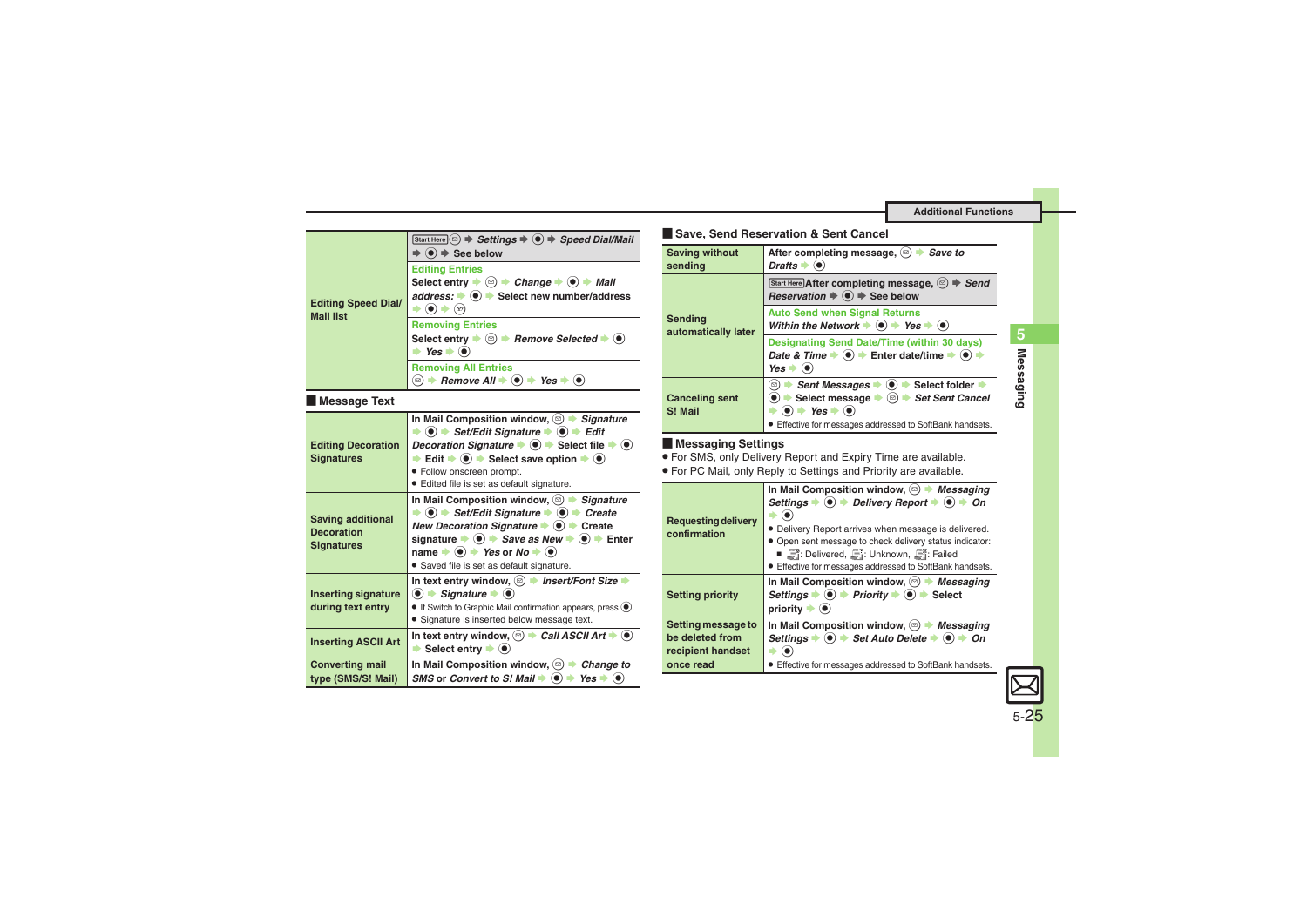| Editing Speed Dial/ Mail list | Start Here ✉ ➡ *Settings* ➡ ● ➡ *Speed Dial/Mail* ➡ ● ➡ See below |
|---|---|
| | **Editing Entries** Select entry ➡ ✉ ➡ *Change* ➡ ● ➡ *Mail address:* ➡ ● ➡ Select new number/address ➡ ● ➡ ✉ |
| | **Removing Entries** Select entry ➡ ✉ ➡ *Remove Selected* ➡ ● ➡ *Yes* ➡ ● |
| | **Removing All Entries** ✉ ➡ *Remove All* ➡ ● ➡ *Yes* ➡ ● |

## Message Text

| | |
|---|---|
| Editing Decoration Signatures | In Mail Composition window, ✉ ➡ *Signature* ➡ ● ➡ *Set/Edit Signature* ➡ ● ➡ *Edit Decoration Signature* ➡ ● ➡ Select file ➡ ● ➡ Edit ➡ ● ➡ Select save option ➡ ●<br>● Follow onscreen prompt.<br>● Edited file is set as default signature. |
| Saving additional Decoration Signatures | In Mail Composition window, ✉ ➡ *Signature* ➡ ● ➡ *Set/Edit Signature* ➡ ● ➡ *Create New Decoration Signature* ➡ ● ➡ Create signature ➡ ● ➡ *Save as New* ➡ ● ➡ Enter name ➡ ● ➡ *Yes* or *No* ➡ ●<br>● Saved file is set as default signature. |
| Inserting signature during text entry | In text entry window, ✉ ➡ *Insert/Font Size* ➡ ● ➡ *Signature* ➡ ●<br>● If Switch to Graphic Mail confirmation appears, press ●.<br>● Signature is inserted below message text. |
| Inserting ASCII Art | In text entry window, ✉ ➡ *Call ASCII Art* ➡ ● ➡ Select entry ➡ ● |
| Converting mail type (SMS/S! Mail) | In Mail Composition window, ✉ ➡ *Change to SMS* or *Convert to S! Mail* ➡ ● ➡ *Yes* ➡ ● |

## Save, Send Reservation & Sent Cancel

| | |
|---|---|
| Saving without sending | After completing message, ✉ ➡ *Save to Drafts* ➡ ● |
| Sending automatically later | Start Here After completing message, ✉ ➡ *Send Reservation* ➡ ● ➡ See below |
| | **Auto Send when Signal Returns** *Within the Network* ➡ ● ➡ *Yes* ➡ ● |
| | **Designating Send Date/Time (within 30 days)** *Date & Time* ➡ ● ➡ Enter date/time ➡ ● ➡ *Yes* ➡ ● |
| Canceling sent S! Mail | ✉ ➡ *Sent Messages* ➡ ● ➡ Select folder ➡ ● ➡ Select message ➡ ✉ ➡ *Set Sent Cancel* ➡ ● ➡ *Yes* ➡ ●<br>● Effective for messages addressed to SoftBank handsets. |

## Messaging Settings

- For SMS, only Delivery Report and Expiry Time are available.
- For PC Mail, only Reply to Settings and Priority are available.

| | |
|---|---|
| Requesting delivery confirmation | In Mail Composition window, ✉ ➡ *Messaging Settings* ➡ ● ➡ *Delivery Report* ➡ ● ➡ *On* ➡ ●<br>● Delivery Report arrives when message is delivered.<br>● Open sent message to check delivery status indicator:<br>■ : Delivered, : Unknown, : Failed<br>● Effective for messages addressed to SoftBank handsets. |
| Setting priority | In Mail Composition window, ✉ ➡ *Messaging Settings* ➡ ● ➡ *Priority* ➡ ● ➡ Select priority ➡ ● |
| Setting message to be deleted from recipient handset once read | In Mail Composition window, ✉ ➡ *Messaging Settings* ➡ ● ➡ *Set Auto Delete* ➡ ● ➡ *On* ➡ ●<br>● Effective for messages addressed to SoftBank handsets. |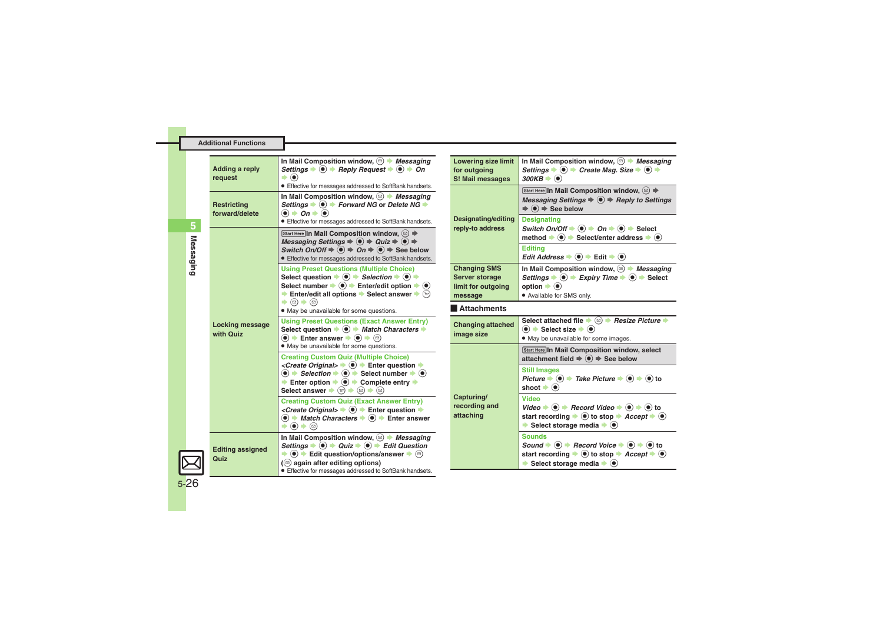## Additional Functions

| | |
|---|---|
| Adding a reply request | In Mail Composition window, ✉ ➡ *Messaging Settings* ➡ ● ➡ *Reply Request* ➡ ● ➡ *On* ➡ ●<br>● Effective for messages addressed to SoftBank handsets. |
| Restricting forward/delete | In Mail Composition window, ✉ ➡ *Messaging Settings* ➡ ● ➡ *Forward NG* or *Delete NG* ➡ ● ➡ *On* ➡ ●<br>● Effective for messages addressed to SoftBank handsets. |
| Locking message with Quiz | Start Here In Mail Composition window, ✉ ➡ *Messaging Settings* ➡ ● ➡ *Quiz* ➡ ● ➡ *Switch On/Off* ➡ ● ➡ *On* ➡ ● ➡ See below<br>● Effective for messages addressed to SoftBank handsets. |
| | **Using Preset Questions (Multiple Choice)**<br>Select question ➡ ● ➡ *Selection* ➡ ● ➡ Select number ➡ ● ➡ Enter/edit option ➡ ● ➡ Enter/edit all options ➡ Select answer ➡ ☺ ➡ ✉ ➡ ✉<br>● May be unavailable for some questions. |
| | **Using Preset Questions (Exact Answer Entry)**<br>Select question ➡ ● ➡ *Match Characters* ➡ ● ➡ Enter answer ➡ ● ➡ ✉<br>● May be unavailable for some questions. |
| | **Creating Custom Quiz (Multiple Choice)**<br>*<Create Original>* ➡ ● ➡ Enter question ➡ ● ➡ *Selection* ➡ ● ➡ Select number ➡ ● ➡ Enter option ➡ ● ➡ Complete entry ➡ Select answer ➡ ☺ ➡ ✉ ➡ ✉ |
| | **Creating Custom Quiz (Exact Answer Entry)**<br>*<Create Original>* ➡ ● ➡ Enter question ➡ ● ➡ *Match Characters* ➡ ● ➡ Enter answer ➡ ● ➡ ✉ |
| Editing assigned Quiz | In Mail Composition window, ✉ ➡ *Messaging Settings* ➡ ● ➡ *Quiz* ➡ ● ➡ *Edit Question* ➡ ● ➡ Edit question/options/answer ➡ ✉ (✉ again after editing options)<br>● Effective for messages addressed to SoftBank handsets. |
| Lowering size limit for outgoing S! Mail messages | In Mail Composition window, ✉ ➡ *Messaging Settings* ➡ ● ➡ *Create Msg. Size* ➡ ● ➡ *300KB* ➡ ● |
| Designating/editing reply-to address | Start Here In Mail Composition window, ✉ ➡ *Messaging Settings* ➡ ● ➡ *Reply to Settings* ➡ ● ➡ See below |
| | **Designating**<br>*Switch On/Off* ➡ ● ➡ *On* ➡ ● ➡ Select method ➡ ● ➡ Select/enter address ➡ ● |
| | **Editing**<br>*Edit Address* ➡ ● ➡ Edit ➡ ● |
| Changing SMS Server storage limit for outgoing message | In Mail Composition window, ✉ ➡ *Messaging Settings* ➡ ● ➡ *Expiry Time* ➡ ● ➡ Select option ➡ ●<br>● Available for SMS only. |

### Attachments

| | |
|---|---|
| Changing attached image size | Select attached file ➡ ✉ ➡ *Resize Picture* ➡ ● ➡ Select size ➡ ●<br>● May be unavailable for some images. |
| Capturing/ recording and attaching | Start Here In Mail Composition window, select attachment field ➡ ● ➡ See below |
| | **Still Images**<br>*Picture* ➡ ● ➡ *Take Picture* ➡ ● ➡ ● to shoot ➡ ● |
| | **Video**<br>*Video* ➡ ● ➡ *Record Video* ➡ ● ➡ ● to start recording ➡ ● to stop ➡ *Accept* ➡ ● ➡ Select storage media ➡ ● |
| | **Sounds**<br>*Sound* ➡ ● ➡ *Record Voice* ➡ ● ➡ ● to start recording ➡ ● to stop ➡ *Accept* ➡ ● ➡ Select storage media ➡ ● |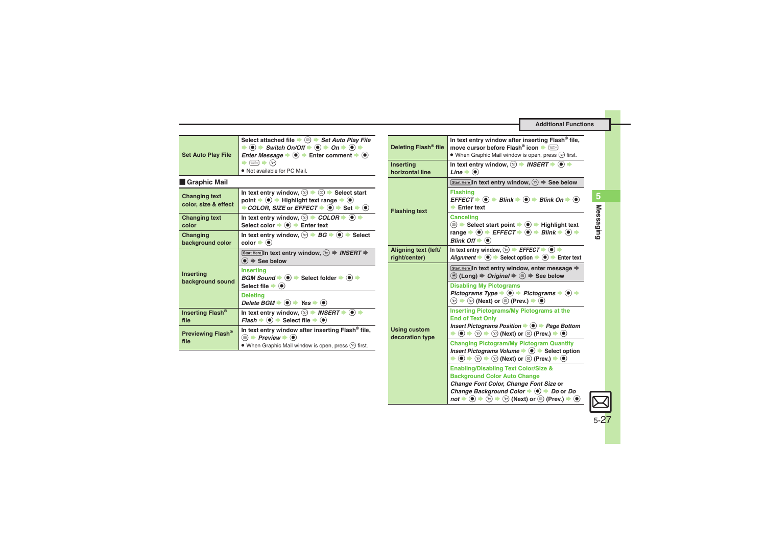## Additional Functions

| | |
|---|---|
| Set Auto Play File | Select attached file ➔ ⊠ ➔ *Set Auto Play File* ➔ ● ➔ *Switch On/Off* ➔ ● ➔ *On* ➔ ● ➔ *Enter Message* ➔ ● ➔ Enter comment ➔ ● ➔ ⊡ ➔ ⊙<br>● Not available for PC Mail. |

### Graphic Mail

| | |
|---|---|
| Changing text color, size & effect | In text entry window, ⊙ ➔ ⊠ ➔ Select start point ➔ ● ➔ Highlight text range ➔ ● ➔ *COLOR*, *SIZE* or *EFFECT* ➔ ● ➔ Set ➔ ● |
| Changing text color | In text entry window, ⊙ ➔ *COLOR* ➔ ● ➔ Select color ➔ ● ➔ Enter text |
| Changing background color | In text entry window, ⊙ ➔ *BG* ➔ ● ➔ Select color ➔ ● |
| Inserting background sound | Start Here In text entry window, ⊙ ➔ *INSERT* ➔ ● ➔ See below<br>**Inserting**<br>*BGM Sound* ➔ ● ➔ Select folder ➔ ● ➔ Select file ➔ ●<br>**Deleting**<br>*Delete BGM* ➔ ● ➔ *Yes* ➔ ● |
| Inserting Flash® file | In text entry window, ⊙ ➔ *INSERT* ➔ ● ➔ *Flash* ➔ ● ➔ Select file ➔ ● |
| Previewing Flash® file | In text entry window after inserting Flash® file, ⊠ ➔ *Preview* ➔ ●<br>● When Graphic Mail window is open, press ⊙ first. |
| Deleting Flash® file | In text entry window after inserting Flash® file, move cursor before Flash® icon ➔ ⊡<br>● When Graphic Mail window is open, press ⊙ first. |
| Inserting horizontal line | In text entry window, ⊙ ➔ *INSERT* ➔ ● ➔ *Line* ➔ ● |
| Flashing text | Start Here In text entry window, ⊙ ➔ See below<br>**Flashing**<br>*EFFECT* ➔ ● ➔ *Blink* ➔ ● ➔ *Blink On* ➔ ● ➔ Enter text<br>**Canceling**<br>⊠ ➔ Select start point ➔ ● ➔ Highlight text range ➔ ● ➔ *EFFECT* ➔ ● ➔ *Blink* ➔ ● ➔ *Blink Off* ➔ ● |
| Aligning text (left/right/center) | In text entry window, ⊙ ➔ *EFFECT* ➔ ● ➔ *Alignment* ➔ ● ➔ Select option ➔ ● ➔ Enter text |
| Using custom decoration type | Start Here In text entry window, enter message ➔ ⊟ (Long) ➔ *Original* ➔ ⊠ ➔ See below<br>**Disabling My Pictograms**<br>*Pictograms Type* ➔ ● ➔ *Pictograms* ➔ ● ➔ ⊙ ➔ ⊙ (Next) or ⊠ (Prev.) ➔ ●<br>**Inserting Pictograms/My Pictograms at the End of Text Only**<br>*Insert Pictograms Position* ➔ ● ➔ *Page Bottom* ➔ ● ➔ ⊙ ➔ ⊙ (Next) or ⊠ (Prev.) ➔ ●<br>**Changing Pictogram/My Pictogram Quantity**<br>*Insert Pictograms Volume* ➔ ● ➔ Select option ➔ ● ➔ ⊙ ➔ ⊙ (Next) or ⊠ (Prev.) ➔ ●<br>**Enabling/Disabling Text Color/Size & Background Color Auto Change**<br>*Change Font Color*, *Change Font Size* or *Change Background Color* ➔ ● ➔ *Do* or *Do not* ➔ ● ➔ ⊙ ➔ ⊙ (Next) or ⊠ (Prev.) ➔ ● |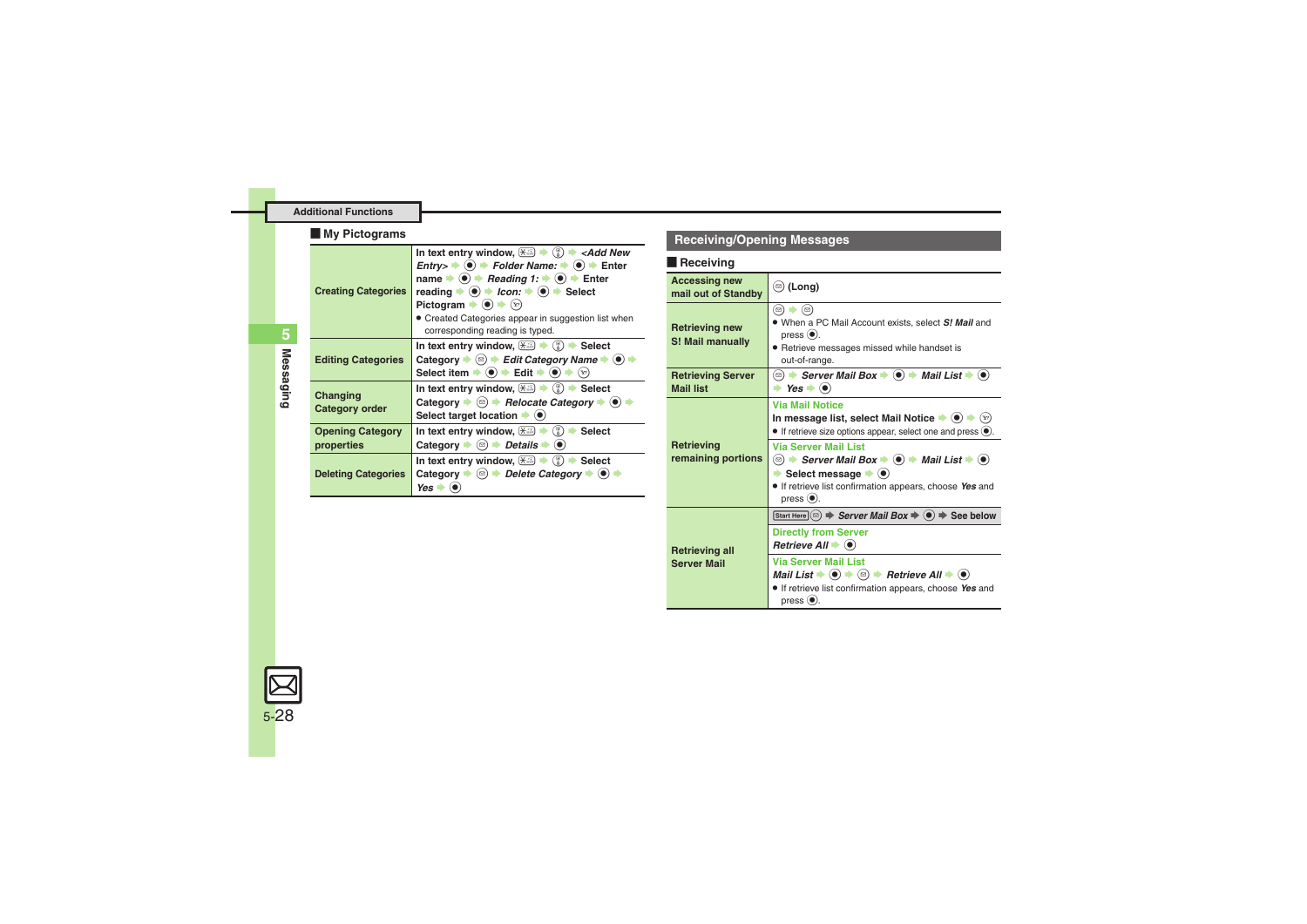## Additional Functions

### My Pictograms

| | |
|---|---|
| Creating Categories | In text entry window, ⊞ → Ⓣ → *<Add New Entry>* → ◉ → *Folder Name:* → ◉ → Enter name → ◉ → *Reading 1:* → ◉ → Enter reading → ◉ → *Icon:* → ◉ → Select Pictogram → ◉ → ⓨ<br>● Created Categories appear in suggestion list when corresponding reading is typed. |
| Editing Categories | In text entry window, ⊞ → Ⓣ → Select Category → ⊜ → *Edit Category Name* → ◉ → Select item → ◉ → Edit → ◉ → ⓨ |
| Changing Category order | In text entry window, ⊞ → Ⓣ → Select Category → ⊜ → *Relocate Category* → ◉ → Select target location → ◉ |
| Opening Category properties | In text entry window, ⊞ → Ⓣ → Select Category → ⊜ → *Details* → ◉ |
| Deleting Categories | In text entry window, ⊞ → Ⓣ → Select Category → ⊜ → *Delete Category* → ◉ → *Yes* → ◉ |

## Receiving/Opening Messages

### Receiving

| | |
|---|---|
| Accessing new mail out of Standby | ⊜ (Long) |
| Retrieving new S! Mail manually | ⊜ → ⊜<br>● When a PC Mail Account exists, select *S! Mail* and press ◉.<br>● Retrieve messages missed while handset is out-of-range. |
| Retrieving Server Mail list | ⊜ → *Server Mail Box* → ◉ → *Mail List* → ◉ → *Yes* → ◉ |
| Retrieving remaining portions | Via Mail Notice<br>In message list, select Mail Notice → ◉ → ⓨ<br>● If retrieve size options appear, select one and press ◉.<br>Via Server Mail List<br>⊜ → *Server Mail Box* → ◉ → *Mail List* → ◉ → Select message → ◉<br>● If retrieve list confirmation appears, choose *Yes* and press ◉. |
| Retrieving all Server Mail | Start Here ⊜ → *Server Mail Box* → ◉ → See below<br>Directly from Server<br>*Retrieve All* → ◉<br>Via Server Mail List<br>*Mail List* → ◉ → ⊜ → *Retrieve All* → ◉<br>● If retrieve list confirmation appears, choose *Yes* and press ◉. |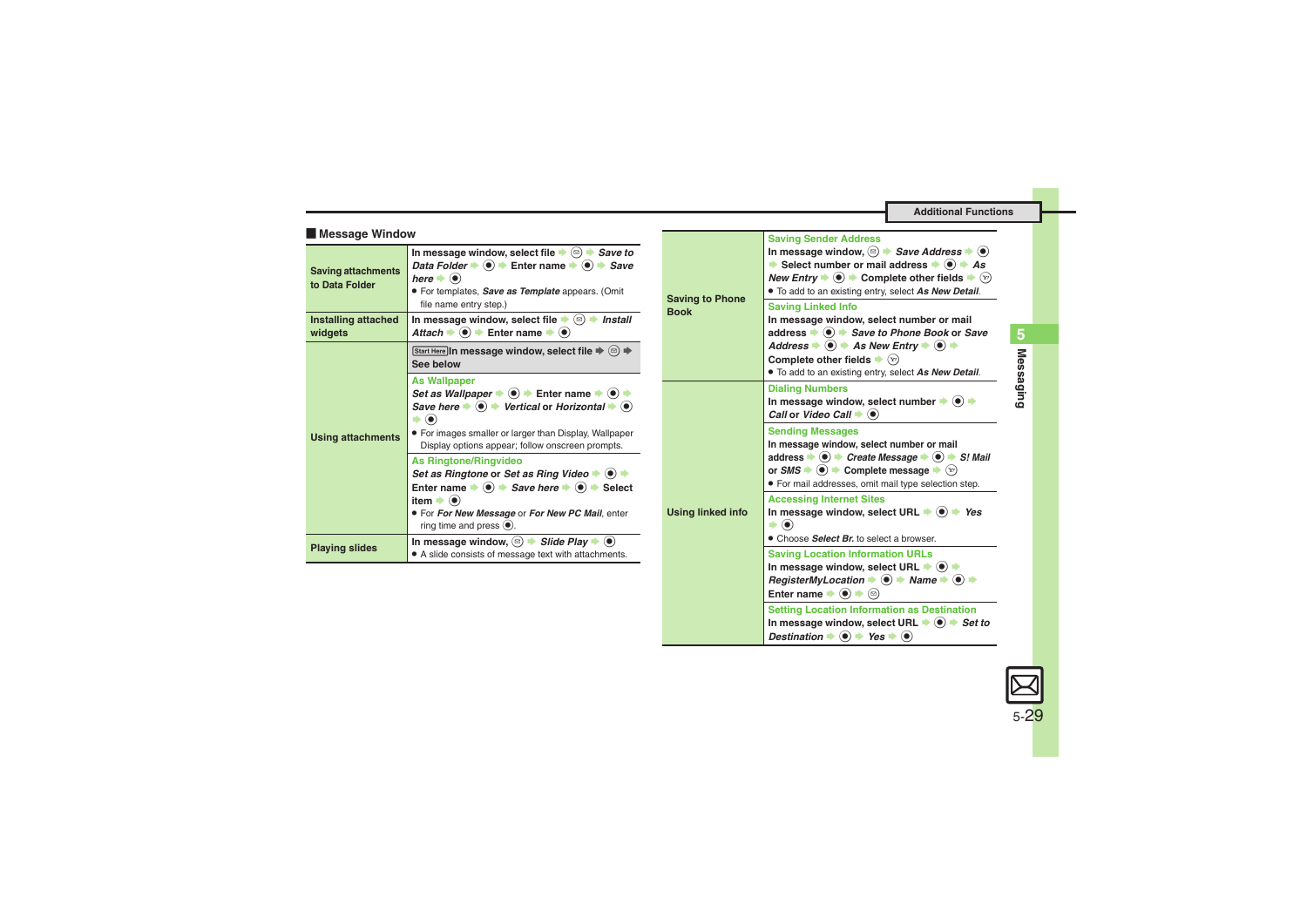## Message Window

| | |
|---|---|
| **Saving attachments to Data Folder** | In message window, select file ➡ ⊜ ➡ *Save to Data Folder* ➡ ● ➡ Enter name ➡ ● ➡ *Save here* ➡ ● <br>• For templates, *Save as Template* appears. (Omit file name entry step.) |
| **Installing attached widgets** | In message window, select file ➡ ⊜ ➡ *Install Attach* ➡ ● ➡ Enter name ➡ ● |
| **Using attachments** | Start Here In message window, select file ➡ ⊜ ➡ See below |
| | **As Wallpaper**<br>*Set as Wallpaper* ➡ ● ➡ Enter name ➡ ● ➡ *Save here* ➡ ● ➡ *Vertical* or *Horizontal* ➡ ● ➡ ●<br>• For images smaller or larger than Display, Wallpaper Display options appear; follow onscreen prompts. |
| | **As Ringtone/Ringvideo**<br>*Set as Ringtone* or *Set as Ring Video* ➡ ● ➡ Enter name ➡ ● ➡ *Save here* ➡ ● ➡ Select item ➡ ●<br>• For *For New Message* or *For New PC Mail*, enter ring time and press ●. |
| **Playing slides** | In message window, ⊜ ➡ *Slide Play* ➡ ●<br>• A slide consists of message text with attachments. |
| **Saving to Phone Book** | **Saving Sender Address**<br>In message window, ⊜ ➡ *Save Address* ➡ ● ➡ Select number or mail address ➡ ● ➡ *As New Entry* ➡ ● ➡ Complete other fields ➡ ⓨ<br>• To add to an existing entry, select *As New Detail*. |
| | **Saving Linked Info**<br>In message window, select number or mail address ➡ ● ➡ *Save to Phone Book* or *Save Address* ➡ ● ➡ *As New Entry* ➡ ● ➡ Complete other fields ➡ ⓨ<br>• To add to an existing entry, select *As New Detail*. |
| **Using linked info** | **Dialing Numbers**<br>In message window, select number ➡ ● ➡ *Call* or *Video Call* ➡ ● |
| | **Sending Messages**<br>In message window, select number or mail address ➡ ● ➡ *Create Message* ➡ ● ➡ *S! Mail* or *SMS* ➡ ● ➡ Complete message ➡ ⓨ<br>• For mail addresses, omit mail type selection step. |
| | **Accessing Internet Sites**<br>In message window, select URL ➡ ● ➡ *Yes* ➡ ●<br>• Choose *Select Br.* to select a browser. |
| | **Saving Location Information URLs**<br>In message window, select URL ➡ ● ➡ *RegisterMyLocation* ➡ ● ➡ *Name* ➡ ● ➡ Enter name ➡ ● ➡ ⊜ |
| | **Setting Location Information as Destination**<br>In message window, select URL ➡ ● ➡ *Set to Destination* ➡ ● ➡ *Yes* ➡ ● |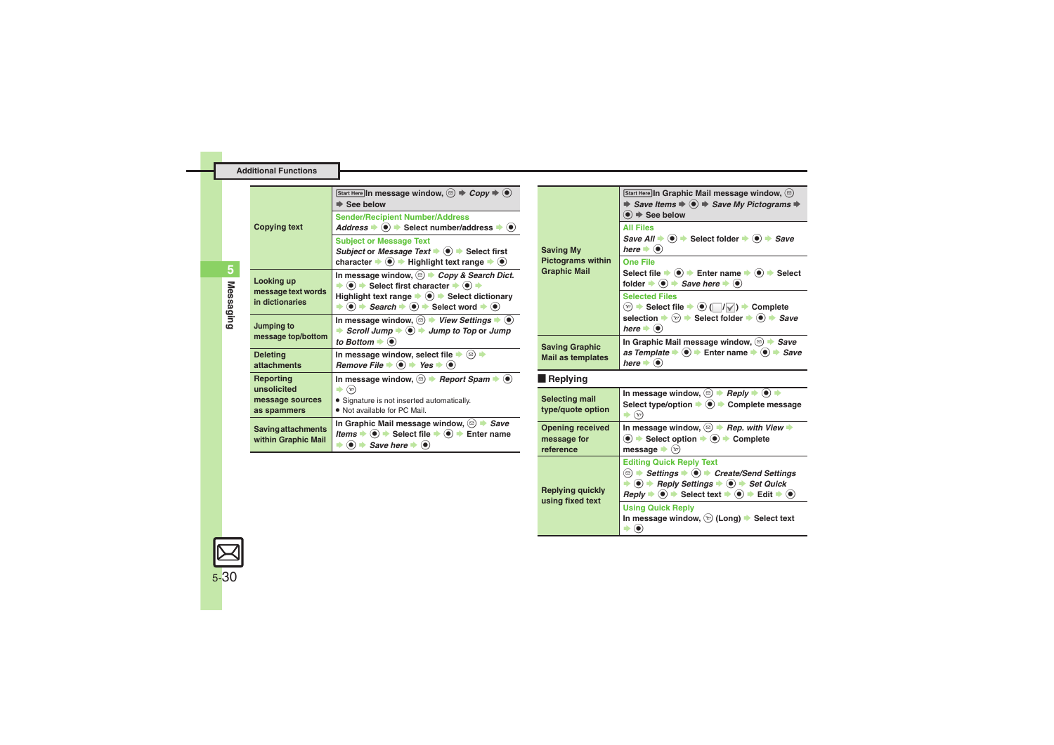## Additional Functions

| | |
|---|---|
| Copying text | Start Here In message window, ⊜ ➡ *Copy* ➡ ◉ ➡ See below |
| | **Sender/Recipient Number/Address**<br>*Address* ➡ ◉ ➡ Select number/address ➡ ◉ |
| | **Subject or Message Text**<br>*Subject* or *Message Text* ➡ ◉ ➡ Select first character ➡ ◉ ➡ Highlight text range ➡ ◉ |
| Looking up message text words in dictionaries | In message window, ⊜ ➡ *Copy & Search Dict.* ➡ ◉ ➡ Select first character ➡ ◉ ➡ Highlight text range ➡ ◉ ➡ Select dictionary ➡ ◉ ➡ *Search* ➡ ◉ ➡ Select word ➡ ◉ |
| Jumping to message top/bottom | In message window, ⊜ ➡ *View Settings* ➡ ◉ ➡ *Scroll Jump* ➡ ◉ ➡ *Jump to Top* or *Jump to Bottom* ➡ ◉ |
| Deleting attachments | In message window, select file ➡ ⊜ ➡ *Remove File* ➡ ◉ ➡ *Yes* ➡ ◉ |
| Reporting unsolicited message sources as spammers | In message window, ⊜ ➡ *Report Spam* ➡ ◉ ➡ ⓨ<br>● Signature is not inserted automatically.<br>● Not available for PC Mail. |
| Saving attachments within Graphic Mail | In Graphic Mail message window, ⊜ ➡ *Save Items* ➡ ◉ ➡ Select file ➡ ◉ ➡ Enter name ➡ ◉ ➡ *Save here* ➡ ◉ |
| Saving My Pictograms within Graphic Mail | Start Here In Graphic Mail message window, ⊜ ➡ *Save Items* ➡ ◉ ➡ *Save My Pictograms* ➡ ◉ ➡ See below |
| | **All Files**<br>*Save All* ➡ ◉ ➡ Select folder ➡ ◉ ➡ *Save here* ➡ ◉ |
| | **One File**<br>Select file ➡ ◉ ➡ Enter name ➡ ◉ ➡ Select folder ➡ ◉ ➡ *Save here* ➡ ◉ |
| | **Selected Files**<br>ⓨ ➡ Select file ➡ ◉ (☐/☑) ➡ Complete selection ➡ ⓨ ➡ Select folder ➡ ◉ ➡ *Save here* ➡ ◉ |
| Saving Graphic Mail as templates | In Graphic Mail message window, ⊜ ➡ *Save as Template* ➡ ◉ ➡ Enter name ➡ ◉ ➡ *Save here* ➡ ◉ |

### Replying

| | |
|---|---|
| Selecting mail type/quote option | In message window, ⊜ ➡ *Reply* ➡ ◉ ➡ Select type/option ➡ ◉ ➡ Complete message ➡ ⓨ |
| Opening received message for reference | In message window, ⊜ ➡ *Rep. with View* ➡ ◉ ➡ Select option ➡ ◉ ➡ Complete message ➡ ⓨ |
| Replying quickly using fixed text | **Editing Quick Reply Text**<br>⊜ ➡ *Settings* ➡ ◉ ➡ *Create/Send Settings* ➡ ◉ ➡ *Reply Settings* ➡ ◉ ➡ *Set Quick Reply* ➡ ◉ ➡ Select text ➡ ◉ ➡ Edit ➡ ◉ |
| | **Using Quick Reply**<br>In message window, ⓨ (Long) ➡ Select text ➡ ◉ |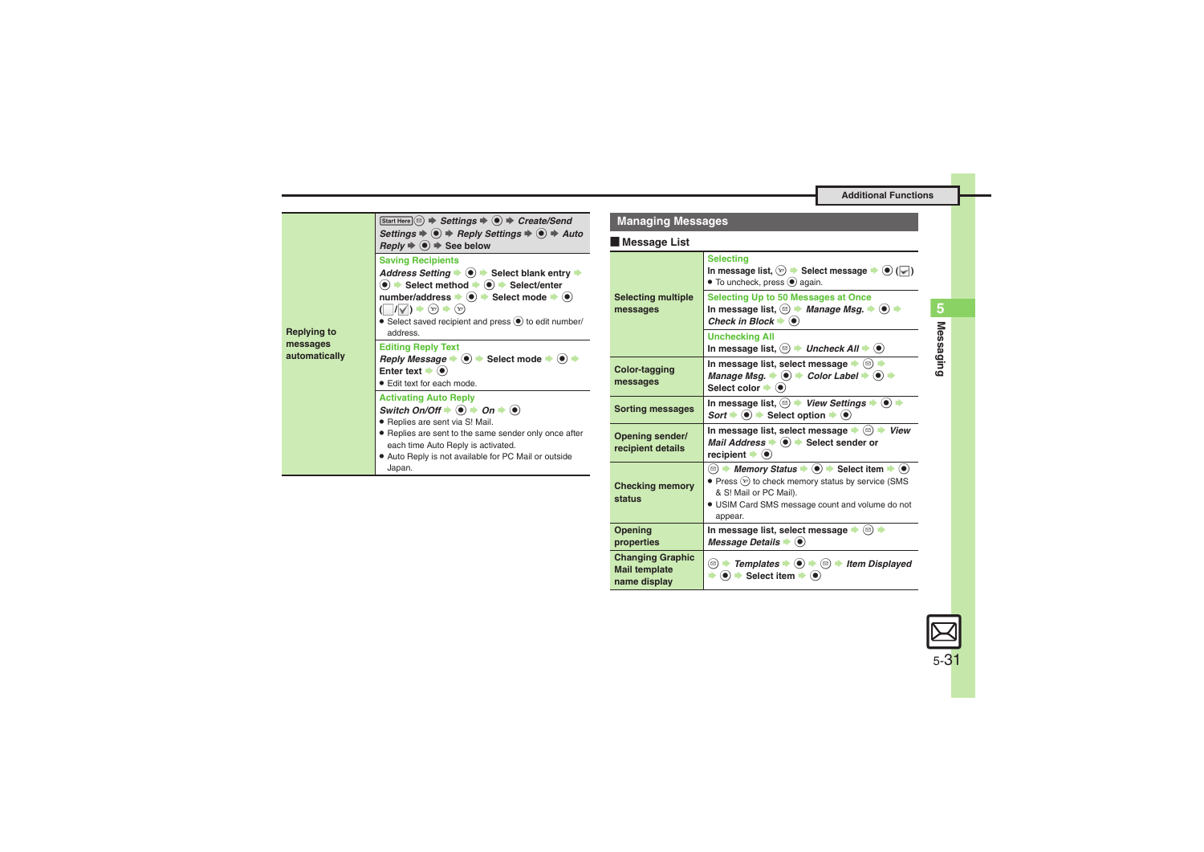| | |
|---|---|
| Replying to messages automatically | Start Here ✉ ➡ *Settings* ➡ ● ➡ *Create/Send Settings* ➡ ● ➡ *Reply Settings* ➡ ● ➡ *Auto Reply* ➡ ● ➡ See below |
| | **Saving Recipients**<br>*Address Setting* ➡ ● ➡ Select blank entry ➡ ● ➡ Select method ➡ ● ➡ Select/enter number/address ➡ ● ➡ Select mode ➡ ● (☐/☑) ➡ ✉ ➡ ✉<br>• Select saved recipient and press ● to edit number/address. |
| | **Editing Reply Text**<br>*Reply Message* ➡ ● ➡ Select mode ➡ ● ➡ Enter text ➡ ●<br>• Edit text for each mode. |
| | **Activating Auto Reply**<br>*Switch On/Off* ➡ ● ➡ *On* ➡ ●<br>• Replies are sent via S! Mail.<br>• Replies are sent to the same sender only once after each time Auto Reply is activated.<br>• Auto Reply is not available for PC Mail or outside Japan. |

## Managing Messages

### Message List

| | |
|---|---|
| Selecting multiple messages | **Selecting**<br>In message list, ✉ ➡ Select message ➡ ● (☑)<br>• To uncheck, press ● again. |
| | **Selecting Up to 50 Messages at Once**<br>In message list, ✉ ➡ *Manage Msg.* ➡ ● ➡ *Check in Block* ➡ ● |
| | **Unchecking All**<br>In message list, ✉ ➡ *Uncheck All* ➡ ● |
| Color-tagging messages | In message list, select message ➡ ✉ ➡ *Manage Msg.* ➡ ● ➡ *Color Label* ➡ ● ➡ Select color ➡ ● |
| Sorting messages | In message list, ✉ ➡ *View Settings* ➡ ● ➡ *Sort* ➡ ● ➡ Select option ➡ ● |
| Opening sender/recipient details | In message list, select message ➡ ✉ ➡ *View Mail Address* ➡ ● ➡ Select sender or recipient ➡ ● |
| Checking memory status | ✉ ➡ *Memory Status* ➡ ● ➡ Select item ➡ ●<br>• Press ✉ to check memory status by service (SMS & S! Mail or PC Mail).<br>• USIM Card SMS message count and volume do not appear. |
| Opening properties | In message list, select message ➡ ✉ ➡ *Message Details* ➡ ● |
| Changing Graphic Mail template name display | ✉ ➡ *Templates* ➡ ● ➡ ✉ ➡ *Item Displayed* ➡ ● ➡ Select item ➡ ● |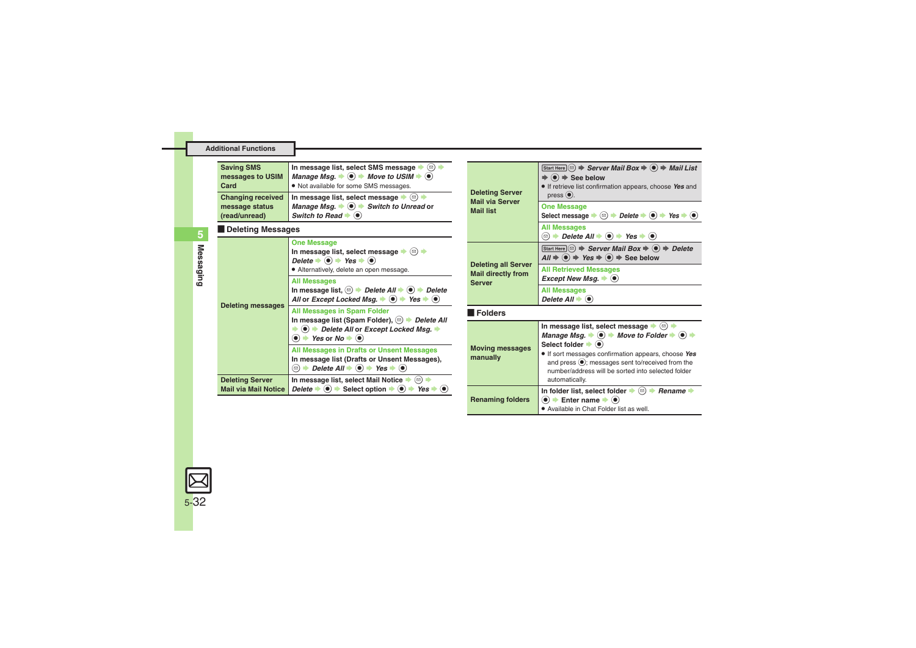## Additional Functions

| | |
|---|---|
| **Saving SMS messages to USIM Card** | In message list, select SMS message ➡ ⊜ ➡ *Manage Msg.* ➡ ◉ ➡ *Move to USIM* ➡ ◉<br>● Not available for some SMS messages. |
| **Changing received message status (read/unread)** | In message list, select message ➡ ⊜ ➡ *Manage Msg.* ➡ ◉ ➡ *Switch to Unread* or *Switch to Read* ➡ ◉ |

### Deleting Messages

| | |
|---|---|
| **Deleting messages** | **One Message**<br>In message list, select message ➡ ⊜ ➡ *Delete* ➡ ◉ ➡ *Yes* ➡ ◉<br>● Alternatively, delete an open message. |
| | **All Messages**<br>In message list, ⊜ ➡ *Delete All* ➡ ◉ ➡ *Delete All* or *Except Locked Msg.* ➡ ◉ ➡ *Yes* ➡ ◉ |
| | **All Messages in Spam Folder**<br>In message list (Spam Folder), ⊜ ➡ *Delete All* ➡ ◉ ➡ *Delete All* or *Except Locked Msg.* ➡ ◉ ➡ *Yes* or *No* ➡ ◉ |
| | **All Messages in Drafts or Unsent Messages**<br>In message list (Drafts or Unsent Messages), ⊜ ➡ *Delete All* ➡ ◉ ➡ *Yes* ➡ ◉ |
| **Deleting Server Mail via Mail Notice** | In message list, select Mail Notice ➡ ⊜ ➡ *Delete* ➡ ◉ ➡ Select option ➡ ◉ ➡ *Yes* ➡ ◉ |
| **Deleting Server Mail via Server Mail list** | Start Here ⊜ ➡ *Server Mail Box* ➡ ◉ ➡ *Mail List* ➡ ◉ ➡ See below<br>● If retrieve list confirmation appears, choose *Yes* and press ◉. |
| | **One Message**<br>Select message ➡ ⊜ ➡ *Delete* ➡ ◉ ➡ *Yes* ➡ ◉ |
| | **All Messages**<br>⊜ ➡ *Delete All* ➡ ◉ ➡ *Yes* ➡ ◉ |
| **Deleting all Server Mail directly from Server** | Start Here ⊜ ➡ *Server Mail Box* ➡ ◉ ➡ *Delete All* ➡ ◉ ➡ *Yes* ➡ ◉ ➡ See below |
| | **All Retrieved Messages**<br>*Except New Msg.* ➡ ◉ |
| | **All Messages**<br>*Delete All* ➡ ◉ |

### Folders

| | |
|---|---|
| **Moving messages manually** | In message list, select message ➡ ⊜ ➡ *Manage Msg.* ➡ ◉ ➡ *Move to Folder* ➡ ◉ ➡ Select folder ➡ ◉<br>● If sort messages confirmation appears, choose *Yes* and press ◉; messages sent to/received from the number/address will be sorted into selected folder automatically. |
| **Renaming folders** | In folder list, select folder ➡ ⊜ ➡ *Rename* ➡ ◉ ➡ Enter name ➡ ◉<br>● Available in Chat Folder list as well. |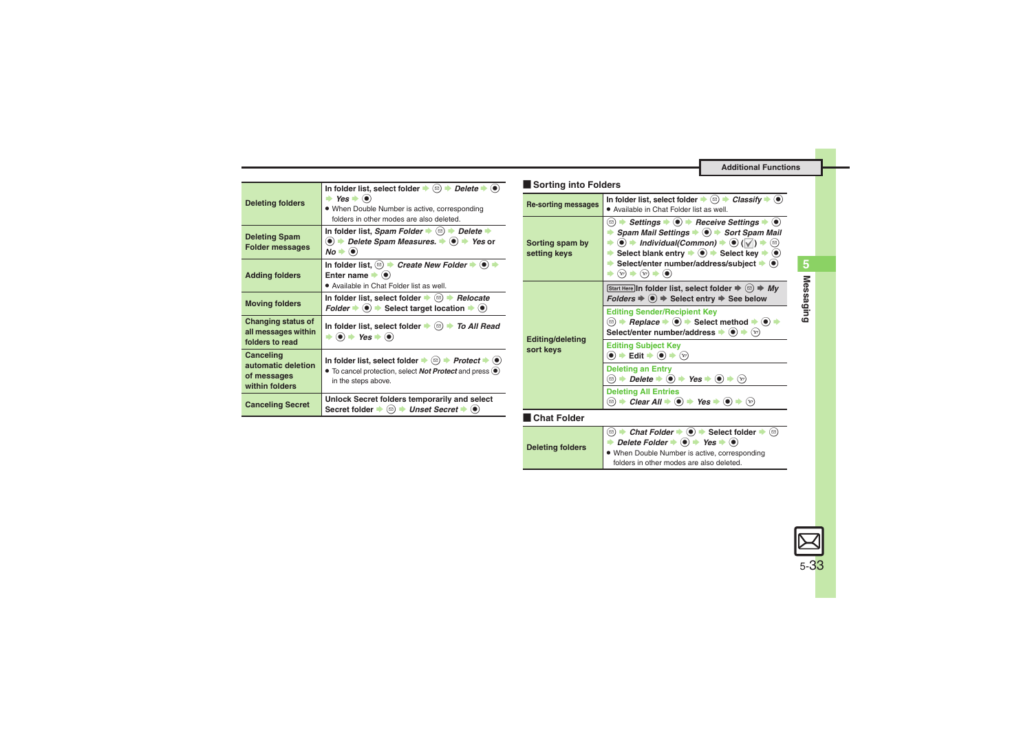| | |
|---|---|
| **Deleting folders** | In folder list, select folder ➡ ⓜ ➡ *Delete* ➡ ● ➡ *Yes* ➡ ●<br>• When Double Number is active, corresponding folders in other modes are also deleted. |
| **Deleting Spam Folder messages** | In folder list, *Spam Folder* ➡ ⓜ ➡ *Delete* ➡ ● ➡ *Delete Spam Measures.* ➡ ● ➡ *Yes* or *No* ➡ ● |
| **Adding folders** | In folder list, ⓜ ➡ *Create New Folder* ➡ ● ➡ Enter name ➡ ●<br>• Available in Chat Folder list as well. |
| **Moving folders** | In folder list, select folder ➡ ⓜ ➡ *Relocate Folder* ➡ ● ➡ Select target location ➡ ● |
| **Changing status of all messages within folders to read** | In folder list, select folder ➡ ⓜ ➡ *To All Read* ➡ ● ➡ *Yes* ➡ ● |
| **Canceling automatic deletion of messages within folders** | In folder list, select folder ➡ ⓜ ➡ *Protect* ➡ ●<br>• To cancel protection, select *Not Protect* and press ● in the steps above. |
| **Canceling Secret** | Unlock Secret folders temporarily and select Secret folder ➡ ⓜ ➡ *Unset Secret* ➡ ● |

## Sorting into Folders

| | |
|---|---|
| **Re-sorting messages** | In folder list, select folder ➡ ⓜ ➡ *Classify* ➡ ●<br>• Available in Chat Folder list as well. |
| **Sorting spam by setting keys** | ⓜ ➡ *Settings* ➡ ● ➡ *Receive Settings* ➡ ● ➡ *Spam Mail Settings* ➡ ● ➡ *Sort Spam Mail* ➡ ● ➡ *Individual(Common)* ➡ ● (☑) ➡ ⓜ ➡ Select blank entry ➡ ● ➡ Select key ➡ ● ➡ Select/enter number/address/subject ➡ ● ➡ ⓨ ➡ ⓨ ➡ ● |
| **Editing/deleting sort keys** | Start Here In folder list, select folder ➡ ⓜ ➡ *My Folders* ➡ ● ➡ Select entry ➡ See below |
| | **Editing Sender/Recipient Key**<br>ⓜ ➡ *Replace* ➡ ● ➡ Select method ➡ ● ➡ Select/enter number/address ➡ ● ➡ ⓨ |
| | **Editing Subject Key**<br>● ➡ Edit ➡ ● ➡ ⓨ |
| | **Deleting an Entry**<br>ⓜ ➡ *Delete* ➡ ● ➡ *Yes* ➡ ● ➡ ⓨ |
| | **Deleting All Entries**<br>ⓜ ➡ *Clear All* ➡ ● ➡ *Yes* ➡ ● ➡ ⓨ |

## Chat Folder

| | |
|---|---|
| **Deleting folders** | ⓜ ➡ *Chat Folder* ➡ ● ➡ Select folder ➡ ⓜ ➡ *Delete Folder* ➡ ● ➡ *Yes* ➡ ●<br>• When Double Number is active, corresponding folders in other modes are also deleted. |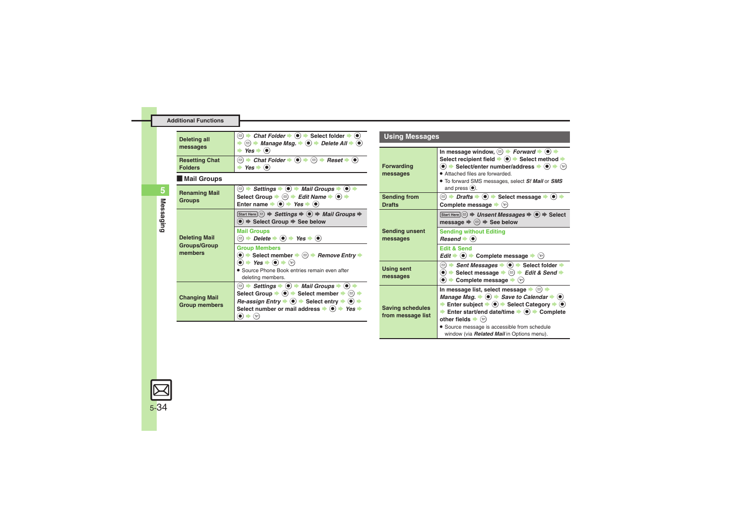## Additional Functions

| | |
|---|---|
| **Deleting all messages** | ⊠ ➡ *Chat Folder* ➡ ◉ ➡ Select folder ➡ ◉ ➡ ⊠ ➡ *Manage Msg.* ➡ ◉ ➡ *Delete All* ➡ ◉ ➡ *Yes* ➡ ◉ |
| **Resetting Chat Folders** | ⊠ ➡ *Chat Folder* ➡ ◉ ➡ ⊠ ➡ *Reset* ➡ ◉ ➡ *Yes* ➡ ◉ |

### Mail Groups

| | |
|---|---|
| **Renaming Mail Groups** | ⊠ ➡ *Settings* ➡ ◉ ➡ *Mail Groups* ➡ ◉ ➡ Select Group ➡ ⊠ ➡ *Edit Name* ➡ ◉ ➡ Enter name ➡ ◉ ➡ *Yes* ➡ ◉ |
| **Deleting Mail Groups/Group members** | Start Here ⊠ ➡ *Settings* ➡ ◉ ➡ *Mail Groups* ➡ ◉ ➡ Select Group ➡ See below<br>**Mail Groups**<br>⊠ ➡ *Delete* ➡ ◉ ➡ *Yes* ➡ ◉<br>**Group Members**<br>◉ ➡ Select member ➡ ⊠ ➡ *Remove Entry* ➡ ◉ ➡ *Yes* ➡ ◉ ➡ ⓨ<br>● Source Phone Book entries remain even after deleting members. |
| **Changing Mail Group members** | ⊠ ➡ *Settings* ➡ ◉ ➡ *Mail Groups* ➡ ◉ ➡ Select Group ➡ ◉ ➡ Select member ➡ ⊠ ➡ *Re-assign Entry* ➡ ◉ ➡ Select entry ➡ ◉ ➡ Select number or mail address ➡ ◉ ➡ *Yes* ➡ ◉ ➡ ⓨ |

## Using Messages

| | |
|---|---|
| **Forwarding messages** | In message window, ⊠ ➡ *Forward* ➡ ◉ ➡ Select recipient field ➡ ◉ ➡ Select method ➡ ◉ ➡ Select/enter number/address ➡ ◉ ➡ ⓨ<br>● Attached files are forwarded.<br>● To forward SMS messages, select ***S! Mail*** or ***SMS*** and press ◉. |
| **Sending from Drafts** | ⊠ ➡ *Drafts* ➡ ◉ ➡ Select message ➡ ◉ ➡ Complete message ➡ ⓨ |
| **Sending unsent messages** | Start Here ⊠ ➡ *Unsent Messages* ➡ ◉ ➡ Select message ➡ ⊠ ➡ See below<br>**Sending without Editing**<br>*Resend* ➡ ◉<br>**Edit & Send**<br>*Edit* ➡ ◉ ➡ Complete message ➡ ⓨ |
| **Using sent messages** | ⊠ ➡ *Sent Messages* ➡ ◉ ➡ Select folder ➡ ◉ ➡ Select message ➡ ⊠ ➡ *Edit & Send* ➡ ◉ ➡ Complete message ➡ ⓨ |
| **Saving schedules from message list** | In message list, select message ➡ ⊠ ➡ *Manage Msg.* ➡ ◉ ➡ *Save to Calendar* ➡ ◉ ➡ Enter subject ➡ ◉ ➡ Select Category ➡ ◉ ➡ Enter start/end date/time ➡ ◉ ➡ Complete other fields ➡ ⓨ<br>● Source message is accessible from schedule window (via ***Related Mail*** in Options menu). |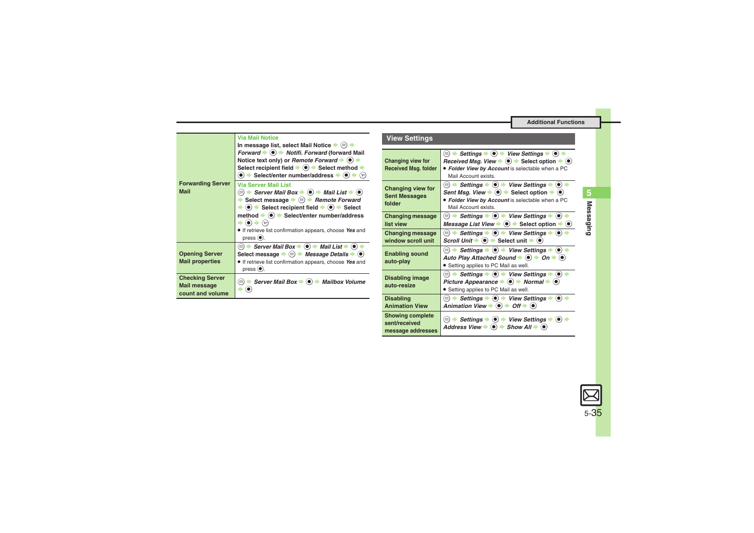| | |
|---|---|
| **Forwarding Server Mail** | **Via Mail Notice**<br>In message list, select Mail Notice ➡ ✉ ➡ *Forward* ➡ ● ➡ *Notifi. Forward* (forward Mail Notice text only) or *Remote Forward* ➡ ● ➡ Select recipient field ➡ ● ➡ Select method ➡ ● ➡ Select/enter number/address ➡ ● ➡ ☏<br>**Via Server Mail List**<br>✉ ➡ *Server Mail Box* ➡ ● ➡ *Mail List* ➡ ● ➡ Select message ➡ ✉ ➡ *Remote Forward* ➡ ● ➡ Select recipient field ➡ ● ➡ Select method ➡ ● ➡ Select/enter number/address ➡ ● ➡ ☏<br>● If retrieve list confirmation appears, choose *Yes* and press ●. |
| **Opening Server Mail properties** | ✉ ➡ *Server Mail Box* ➡ ● ➡ *Mail List* ➡ ● ➡ Select message ➡ ✉ ➡ *Message Details* ➡ ●<br>● If retrieve list confirmation appears, choose *Yes* and press ●. |
| **Checking Server Mail message count and volume** | ✉ ➡ *Server Mail Box* ➡ ● ➡ *Mailbox Volume* ➡ ● |

## View Settings

| | |
|---|---|
| **Changing view for Received Msg. folder** | ✉ ➡ *Settings* ➡ ● ➡ *View Settings* ➡ ● ➡ *Received Msg. View* ➡ ● ➡ Select option ➡ ●<br>● *Folder View by Account* is selectable when a PC Mail Account exists. |
| **Changing view for Sent Messages folder** | ✉ ➡ *Settings* ➡ ● ➡ *View Settings* ➡ ● ➡ *Sent Msg. View* ➡ ● ➡ Select option ➡ ●<br>● *Folder View by Account* is selectable when a PC Mail Account exists. |
| **Changing message list view** | ✉ ➡ *Settings* ➡ ● ➡ *View Settings* ➡ ● ➡ *Message List View* ➡ ● ➡ Select option ➡ ● |
| **Changing message window scroll unit** | ✉ ➡ *Settings* ➡ ● ➡ *View Settings* ➡ ● ➡ *Scroll Unit* ➡ ● ➡ Select unit ➡ ● |
| **Enabling sound auto-play** | ✉ ➡ *Settings* ➡ ● ➡ *View Settings* ➡ ● ➡ *Auto Play Attached Sound* ➡ ● ➡ *On* ➡ ●<br>● Setting applies to PC Mail as well. |
| **Disabling image auto-resize** | ✉ ➡ *Settings* ➡ ● ➡ *View Settings* ➡ ● ➡ *Picture Appearance* ➡ ● ➡ *Normal* ➡ ●<br>● Setting applies to PC Mail as well. |
| **Disabling Animation View** | ✉ ➡ *Settings* ➡ ● ➡ *View Settings* ➡ ● ➡ *Animation View* ➡ ● ➡ *Off* ➡ ● |
| **Showing complete sent/received message addresses** | ✉ ➡ *Settings* ➡ ● ➡ *View Settings* ➡ ● ➡ *Address View* ➡ ● ➡ *Show All* ➡ ● |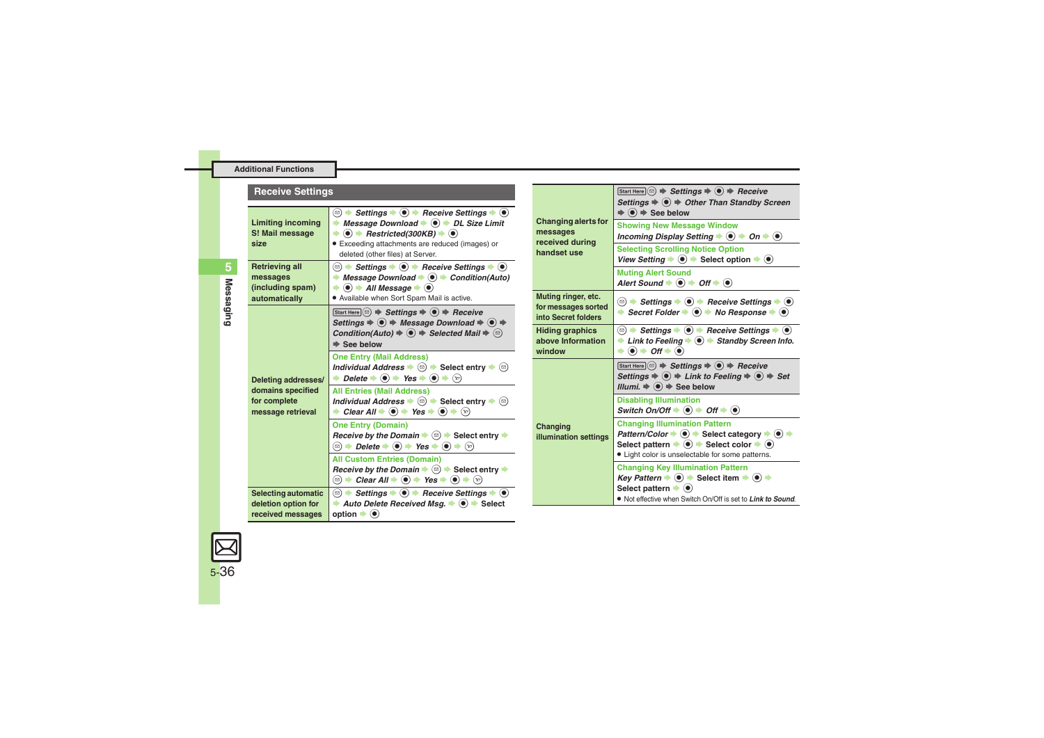## Receive Settings

| | |
|---|---|
| **Limiting incoming S! Mail message size** | ⊠ ➡ *Settings* ➡ ● ➡ *Receive Settings* ➡ ● ➡ *Message Download* ➡ ● ➡ *DL Size Limit* ➡ ● ➡ *Restricted(300KB)* ➡ ●<br>• Exceeding attachments are reduced (images) or deleted (other files) at Server. |
| **Retrieving all messages (including spam) automatically** | ⊠ ➡ *Settings* ➡ ● ➡ *Receive Settings* ➡ ● ➡ *Message Download* ➡ ● ➡ *Condition(Auto)* ➡ ● ➡ *All Message* ➡ ●<br>• Available when Sort Spam Mail is active. |
| **Deleting addresses/ domains specified for complete message retrieval** | Start Here ⊠ ➡ *Settings* ➡ ● ➡ *Receive Settings* ➡ ● ➡ *Message Download* ➡ ● ➡ *Condition(Auto)* ➡ ● ➡ *Selected Mail* ➡ ⊠ ➡ See below |
| | **One Entry (Mail Address)**<br>*Individual Address* ➡ ⊠ ➡ Select entry ➡ ⊠ ➡ *Delete* ➡ ● ➡ *Yes* ➡ ● ➡ ⊠ |
| | **All Entries (Mail Address)**<br>*Individual Address* ➡ ⊠ ➡ Select entry ➡ ⊠ ➡ *Clear All* ➡ ● ➡ *Yes* ➡ ● ➡ ⊠ |
| | **One Entry (Domain)**<br>*Receive by the Domain* ➡ ⊠ ➡ Select entry ➡ ⊠ ➡ *Delete* ➡ ● ➡ *Yes* ➡ ● ➡ ⊠ |
| | **All Custom Entries (Domain)**<br>*Receive by the Domain* ➡ ⊠ ➡ Select entry ➡ ⊠ ➡ *Clear All* ➡ ● ➡ *Yes* ➡ ● ➡ ⊠ |
| **Selecting automatic deletion option for received messages** | ⊠ ➡ *Settings* ➡ ● ➡ *Receive Settings* ➡ ● ➡ *Auto Delete Received Msg.* ➡ ● ➡ Select option ➡ ● |
| **Changing alerts for messages received during handset use** | Start Here ⊠ ➡ *Settings* ➡ ● ➡ *Receive Settings* ➡ ● ➡ *Other Than Standby Screen* ➡ ● ➡ See below |
| | **Showing New Message Window**<br>*Incoming Display Setting* ➡ ● ➡ *On* ➡ ● |
| | **Selecting Scrolling Notice Option**<br>*View Setting* ➡ ● ➡ Select option ➡ ● |
| | **Muting Alert Sound**<br>*Alert Sound* ➡ ● ➡ *Off* ➡ ● |
| **Muting ringer, etc. for messages sorted into Secret folders** | ⊠ ➡ *Settings* ➡ ● ➡ *Receive Settings* ➡ ● ➡ *Secret Folder* ➡ ● ➡ *No Response* ➡ ● |
| **Hiding graphics above Information window** | ⊠ ➡ *Settings* ➡ ● ➡ *Receive Settings* ➡ ● ➡ *Link to Feeling* ➡ ● ➡ *Standby Screen Info.* ➡ ● ➡ *Off* ➡ ● |
| **Changing illumination settings** | Start Here ⊠ ➡ *Settings* ➡ ● ➡ *Receive Settings* ➡ ● ➡ *Link to Feeling* ➡ ● ➡ *Set Illumi.* ➡ ● ➡ See below |
| | **Disabling Illumination**<br>*Switch On/Off* ➡ ● ➡ *Off* ➡ ● |
| | **Changing Illumination Pattern**<br>*Pattern/Color* ➡ ● ➡ Select category ➡ ● ➡ Select pattern ➡ ● ➡ Select color ➡ ●<br>• Light color is unselectable for some patterns. |
| | **Changing Key Illumination Pattern**<br>*Key Pattern* ➡ ● ➡ Select item ➡ ● ➡ Select pattern ➡ ●<br>• Not effective when Switch On/Off is set to *Link to Sound*. |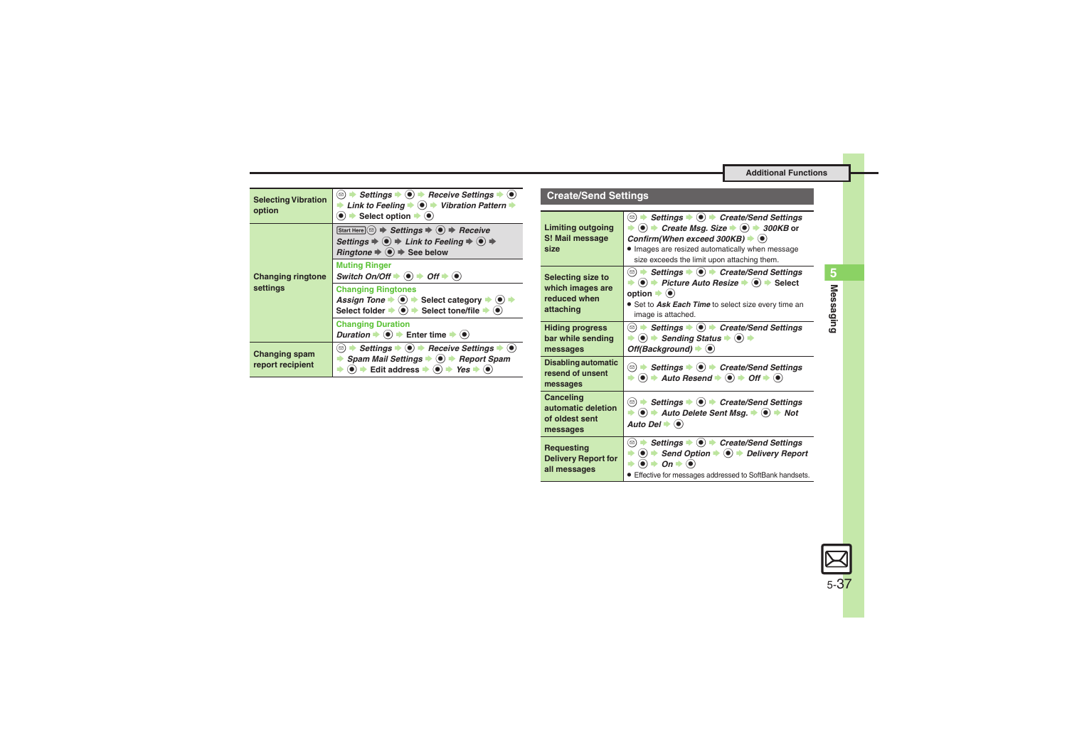| | |
|---|---|
| **Selecting Vibration option** | ✉ ➡ *Settings* ➡ ◉ ➡ *Receive Settings* ➡ ◉ ➡ *Link to Feeling* ➡ ◉ ➡ *Vibration Pattern* ➡ ◉ ➡ Select option ➡ ◉ |
| **Changing ringtone settings** | Start Here ✉ ➡ *Settings* ➡ ◉ ➡ *Receive Settings* ➡ ◉ ➡ *Link to Feeling* ➡ ◉ ➡ *Ringtone* ➡ ◉ ➡ See below |
| | **Muting Ringer**<br>*Switch On/Off* ➡ ◉ ➡ *Off* ➡ ◉ |
| | **Changing Ringtones**<br>*Assign Tone* ➡ ◉ ➡ Select category ➡ ◉ ➡ Select folder ➡ ◉ ➡ Select tone/file ➡ ◉ |
| | **Changing Duration**<br>*Duration* ➡ ◉ ➡ Enter time ➡ ◉ |
| **Changing spam report recipient** | ✉ ➡ *Settings* ➡ ◉ ➡ *Receive Settings* ➡ ◉ ➡ *Spam Mail Settings* ➡ ◉ ➡ *Report Spam* ➡ ◉ ➡ Edit address ➡ ◉ ➡ *Yes* ➡ ◉ |

## Create/Send Settings

| | |
|---|---|
| **Limiting outgoing S! Mail message size** | ✉ ➡ *Settings* ➡ ◉ ➡ *Create/Send Settings* ➡ ◉ ➡ *Create Msg. Size* ➡ ◉ ➡ *300KB* or *Confirm(When exceed 300KB)* ➡ ◉<br>• Images are resized automatically when message size exceeds the limit upon attaching them. |
| **Selecting size to which images are reduced when attaching** | ✉ ➡ *Settings* ➡ ◉ ➡ *Create/Send Settings* ➡ ◉ ➡ *Picture Auto Resize* ➡ ◉ ➡ Select option ➡ ◉<br>• Set to ***Ask Each Time*** to select size every time an image is attached. |
| **Hiding progress bar while sending messages** | ✉ ➡ *Settings* ➡ ◉ ➡ *Create/Send Settings* ➡ ◉ ➡ *Sending Status* ➡ ◉ ➡ *Off(Background)* ➡ ◉ |
| **Disabling automatic resend of unsent messages** | ✉ ➡ *Settings* ➡ ◉ ➡ *Create/Send Settings* ➡ ◉ ➡ *Auto Resend* ➡ ◉ ➡ *Off* ➡ ◉ |
| **Canceling automatic deletion of oldest sent messages** | ✉ ➡ *Settings* ➡ ◉ ➡ *Create/Send Settings* ➡ ◉ ➡ *Auto Delete Sent Msg.* ➡ ◉ ➡ *Not Auto Del* ➡ ◉ |
| **Requesting Delivery Report for all messages** | ✉ ➡ *Settings* ➡ ◉ ➡ *Create/Send Settings* ➡ ◉ ➡ *Send Option* ➡ ◉ ➡ *Delivery Report* ➡ ◉ ➡ *On* ➡ ◉<br>• Effective for messages addressed to SoftBank handsets. |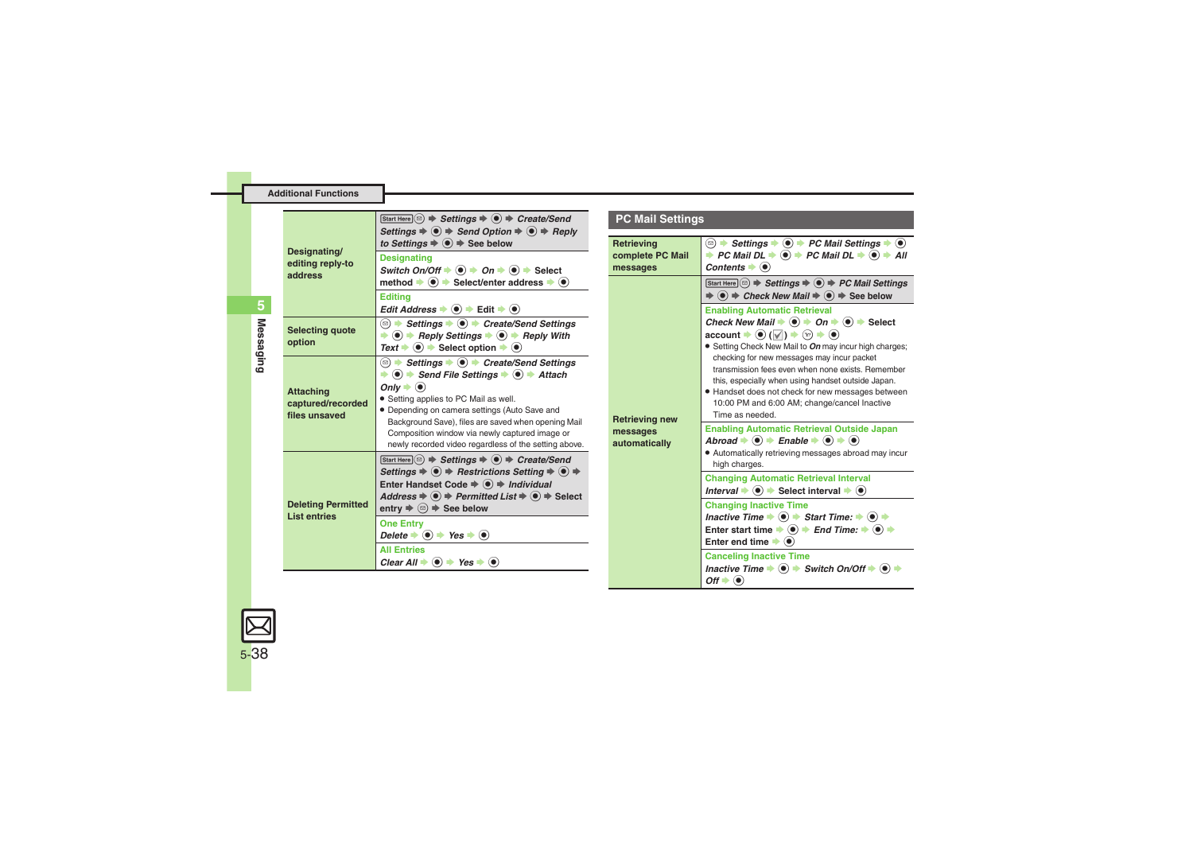## Additional Functions

| | |
|---|---|
| **Designating/ editing reply-to address** | Start Here ✉ ➡ *Settings* ➡ ● ➡ *Create/Send Settings* ➡ ● ➡ *Send Option* ➡ ● ➡ *Reply to Settings* ➡ ● ➡ See below<br>**Designating**<br>*Switch On/Off* ➡ ● ➡ *On* ➡ ● ➡ Select method ➡ ● ➡ Select/enter address ➡ ●<br>**Editing**<br>*Edit Address* ➡ ● ➡ Edit ➡ ● |
| **Selecting quote option** | ✉ ➡ *Settings* ➡ ● ➡ *Create/Send Settings* ➡ ● ➡ *Reply Settings* ➡ ● ➡ *Reply With Text* ➡ ● ➡ Select option ➡ ● |
| **Attaching captured/recorded files unsaved** | ✉ ➡ *Settings* ➡ ● ➡ *Create/Send Settings* ➡ ● ➡ *Send File Settings* ➡ ● ➡ *Attach Only* ➡ ●<br>● Setting applies to PC Mail as well.<br>● Depending on camera settings (Auto Save and Background Save), files are saved when opening Mail Composition window via newly captured image or newly recorded video regardless of the setting above. |
| **Deleting Permitted List entries** | Start Here ✉ ➡ *Settings* ➡ ● ➡ *Create/Send Settings* ➡ ● ➡ *Restrictions Setting* ➡ ● ➡ Enter Handset Code ➡ ● ➡ *Individual Address* ➡ ● ➡ *Permitted List* ➡ ● ➡ Select entry ➡ ✉ ➡ See below<br>**One Entry**<br>*Delete* ➡ ● ➡ *Yes* ➡ ●<br>**All Entries**<br>*Clear All* ➡ ● ➡ *Yes* ➡ ● |

## PC Mail Settings

| | |
|---|---|
| **Retrieving complete PC Mail messages** | ✉ ➡ *Settings* ➡ ● ➡ *PC Mail Settings* ➡ ● ➡ *PC Mail DL* ➡ ● ➡ *PC Mail DL* ➡ ● ➡ *All Contents* ➡ ● |
| **Retrieving new messages automatically** | Start Here ✉ ➡ *Settings* ➡ ● ➡ *PC Mail Settings* ➡ ● ➡ *Check New Mail* ➡ ● ➡ See below<br>**Enabling Automatic Retrieval**<br>*Check New Mail* ➡ ● ➡ *On* ➡ ● ➡ Select account ➡ ● (☑) ➡ ✉ ➡ ●<br>● Setting Check New Mail to *On* may incur high charges; checking for new messages may incur packet transmission fees even when none exists. Remember this, especially when using handset outside Japan.<br>● Handset does not check for new messages between 10:00 PM and 6:00 AM; change/cancel Inactive Time as needed.<br>**Enabling Automatic Retrieval Outside Japan**<br>*Abroad* ➡ ● ➡ *Enable* ➡ ● ➡ ●<br>● Automatically retrieving messages abroad may incur high charges.<br>**Changing Automatic Retrieval Interval**<br>*Interval* ➡ ● ➡ Select interval ➡ ●<br>**Changing Inactive Time**<br>*Inactive Time* ➡ ● ➡ *Start Time:* ➡ ● ➡ Enter start time ➡ ● ➡ *End Time:* ➡ ● ➡ Enter end time ➡ ●<br>**Canceling Inactive Time**<br>*Inactive Time* ➡ ● ➡ *Switch On/Off* ➡ ● ➡ *Off* ➡ ● |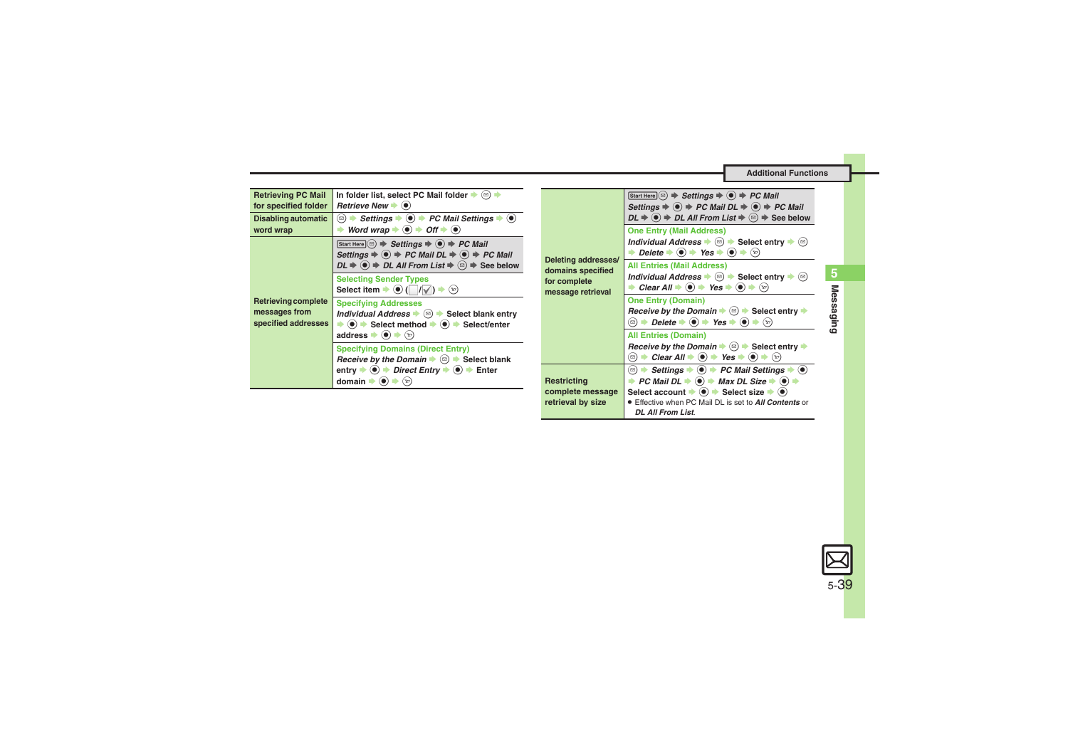## Additional Functions

| | |
|---|---|
| Retrieving PC Mail for specified folder | In folder list, select PC Mail folder ➡ ✉ ➡ *Retrieve New* ➡ ● |
| Disabling automatic word wrap | ✉ ➡ *Settings* ➡ ● ➡ *PC Mail Settings* ➡ ● ➡ *Word wrap* ➡ ● ➡ *Off* ➡ ● |
| Retrieving complete messages from specified addresses | Start Here ✉ ➡ *Settings* ➡ ● ➡ *PC Mail Settings* ➡ ● ➡ *PC Mail DL* ➡ ● ➡ *PC Mail DL* ➡ ● ➡ *DL All From List* ➡ ✉ ➡ See below<br>**Selecting Sender Types**<br>Select item ➡ ● (☐/☑) ➡ ☺ |
| | **Specifying Addresses**<br>*Individual Address* ➡ ✉ ➡ Select blank entry ➡ ● ➡ Select method ➡ ● ➡ Select/enter address ➡ ● ➡ ☺ |
| | **Specifying Domains (Direct Entry)**<br>*Receive by the Domain* ➡ ✉ ➡ Select blank entry ➡ ● ➡ *Direct Entry* ➡ ● ➡ Enter domain ➡ ● ➡ ☺ |
| Deleting addresses/ domains specified for complete message retrieval | Start Here ✉ ➡ *Settings* ➡ ● ➡ *PC Mail Settings* ➡ ● ➡ *PC Mail DL* ➡ ● ➡ *PC Mail DL* ➡ ● ➡ *DL All From List* ➡ ✉ ➡ See below<br>**One Entry (Mail Address)**<br>*Individual Address* ➡ ✉ ➡ Select entry ➡ ✉ ➡ *Delete* ➡ ● ➡ *Yes* ➡ ● ➡ ☺ |
| | **All Entries (Mail Address)**<br>*Individual Address* ➡ ✉ ➡ Select entry ➡ ✉ ➡ *Clear All* ➡ ● ➡ *Yes* ➡ ● ➡ ☺ |
| | **One Entry (Domain)**<br>*Receive by the Domain* ➡ ✉ ➡ Select entry ➡ ✉ ➡ *Delete* ➡ ● ➡ *Yes* ➡ ● ➡ ☺ |
| | **All Entries (Domain)**<br>*Receive by the Domain* ➡ ✉ ➡ Select entry ➡ ✉ ➡ *Clear All* ➡ ● ➡ *Yes* ➡ ● ➡ ☺ |
| Restricting complete message retrieval by size | ✉ ➡ *Settings* ➡ ● ➡ *PC Mail Settings* ➡ ● ➡ *PC Mail DL* ➡ ● ➡ *Max DL Size* ➡ ● ➡ Select account ➡ ● ➡ Select size ➡ ●<br>● Effective when PC Mail DL is set to ***All Contents*** or ***DL All From List***. |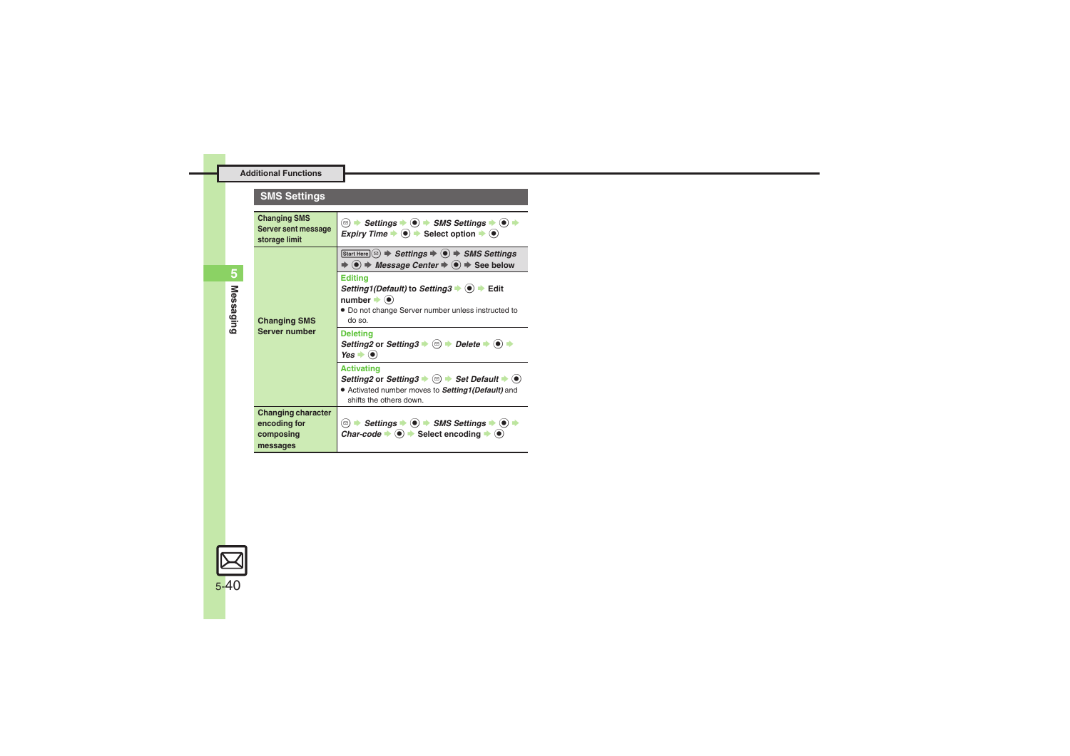## Additional Functions

### SMS Settings

| | |
|---|---|
| Changing SMS Server sent message storage limit | ✉ ➡ *Settings* ➡ ● ➡ *SMS Settings* ➡ ● ➡ *Expiry Time* ➡ ● ➡ Select option ➡ ● |
| Changing SMS Server number | Start Here ✉ ➡ *Settings* ➡ ● ➡ *SMS Settings* ➡ ● ➡ *Message Center* ➡ ● ➡ See below |
| | **Editing**<br>*Setting1(Default)* to *Setting3* ➡ ● ➡ Edit number ➡ ●<br>• Do not change Server number unless instructed to do so. |
| | **Deleting**<br>*Setting2* or *Setting3* ➡ ✉ ➡ *Delete* ➡ ● ➡ *Yes* ➡ ● |
| | **Activating**<br>*Setting2* or *Setting3* ➡ ✉ ➡ *Set Default* ➡ ●<br>• Activated number moves to *Setting1(Default)* and shifts the others down. |
| Changing character encoding for composing messages | ✉ ➡ *Settings* ➡ ● ➡ *SMS Settings* ➡ ● ➡ *Char-code* ➡ ● ➡ Select encoding ➡ ● |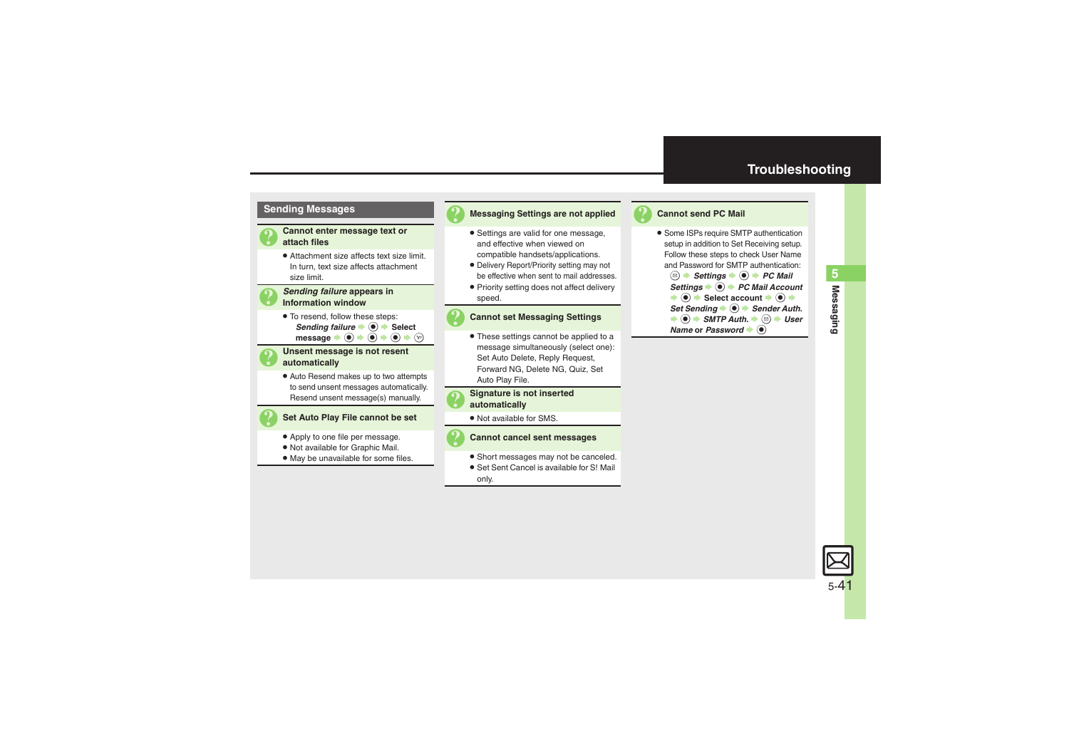# Troubleshooting

## Sending Messages

### Cannot enter message text or attach files

- Attachment size affects text size limit. In turn, text size affects attachment size limit.

### *Sending failure* appears in Information window

- To resend, follow these steps:
  *Sending failure* ➡ ● ➡ **Select message** ➡ ● ➡ ● ➡ ● ➡ ⓨ

### Unsent message is not resent automatically

- Auto Resend makes up to two attempts to send unsent messages automatically. Resend unsent message(s) manually.

### Set Auto Play File cannot be set

- Apply to one file per message.
- Not available for Graphic Mail.
- May be unavailable for some files.

### Messaging Settings are not applied

- Settings are valid for one message, and effective when viewed on compatible handsets/applications.
- Delivery Report/Priority setting may not be effective when sent to mail addresses.
- Priority setting does not affect delivery speed.

### Cannot set Messaging Settings

- These settings cannot be applied to a message simultaneously (select one): Set Auto Delete, Reply Request, Forward NG, Delete NG, Quiz, Set Auto Play File.

### Signature is not inserted automatically

- Not available for SMS.

### Cannot cancel sent messages

- Short messages may not be canceled.
- Set Sent Cancel is available for S! Mail only.

### Cannot send PC Mail

- Some ISPs require SMTP authentication setup in addition to Set Receiving setup. Follow these steps to check User Name and Password for SMTP authentication:
  ⓜ ➡ *Settings* ➡ ● ➡ *PC Mail Settings* ➡ ● ➡ *PC Mail Account* ➡ ● ➡ **Select account** ➡ ● ➡ *Set Sending* ➡ ● ➡ *Sender Auth.* ➡ ● ➡ *SMTP Auth.* ➡ ⓜ ➡ *User Name* or *Password* ➡ ●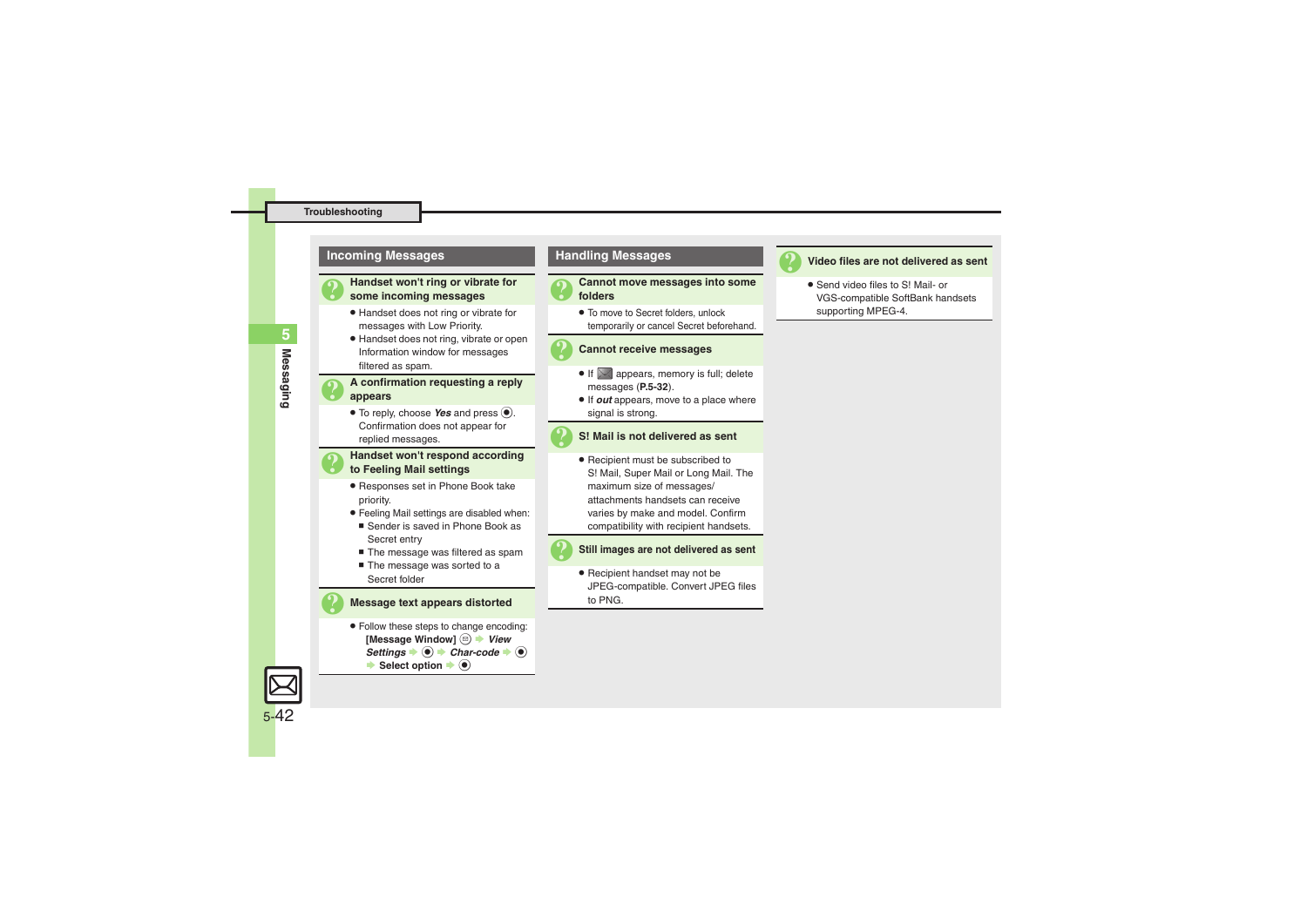## Troubleshooting

### Incoming Messages

**Handset won't ring or vibrate for some incoming messages**

- Handset does not ring or vibrate for messages with Low Priority.
- Handset does not ring, vibrate or open Information window for messages filtered as spam.

**A confirmation requesting a reply appears**

- To reply, choose *Yes* and press ◉. Confirmation does not appear for replied messages.

**Handset won't respond according to Feeling Mail settings**

- Responses set in Phone Book take priority.
- Feeling Mail settings are disabled when:
  - Sender is saved in Phone Book as Secret entry
  - The message was filtered as spam
  - The message was sorted to a Secret folder

**Message text appears distorted**

- Follow these steps to change encoding:
  **[Message Window]** ⊜ ➡ ***View Settings*** ➡ ◉ ➡ ***Char-code*** ➡ ◉ ➡ **Select option** ➡ ◉

### Handling Messages

**Cannot move messages into some folders**

- To move to Secret folders, unlock temporarily or cancel Secret beforehand.

**Cannot receive messages**

- If ✉ appears, memory is full; delete messages (**P.5-32**).
- If ***out*** appears, move to a place where signal is strong.

**S! Mail is not delivered as sent**

- Recipient must be subscribed to S! Mail, Super Mail or Long Mail. The maximum size of messages/attachments handsets can receive varies by make and model. Confirm compatibility with recipient handsets.

**Still images are not delivered as sent**

- Recipient handset may not be JPEG-compatible. Convert JPEG files to PNG.

**Video files are not delivered as sent**

- Send video files to S! Mail- or VGS-compatible SoftBank handsets supporting MPEG-4.